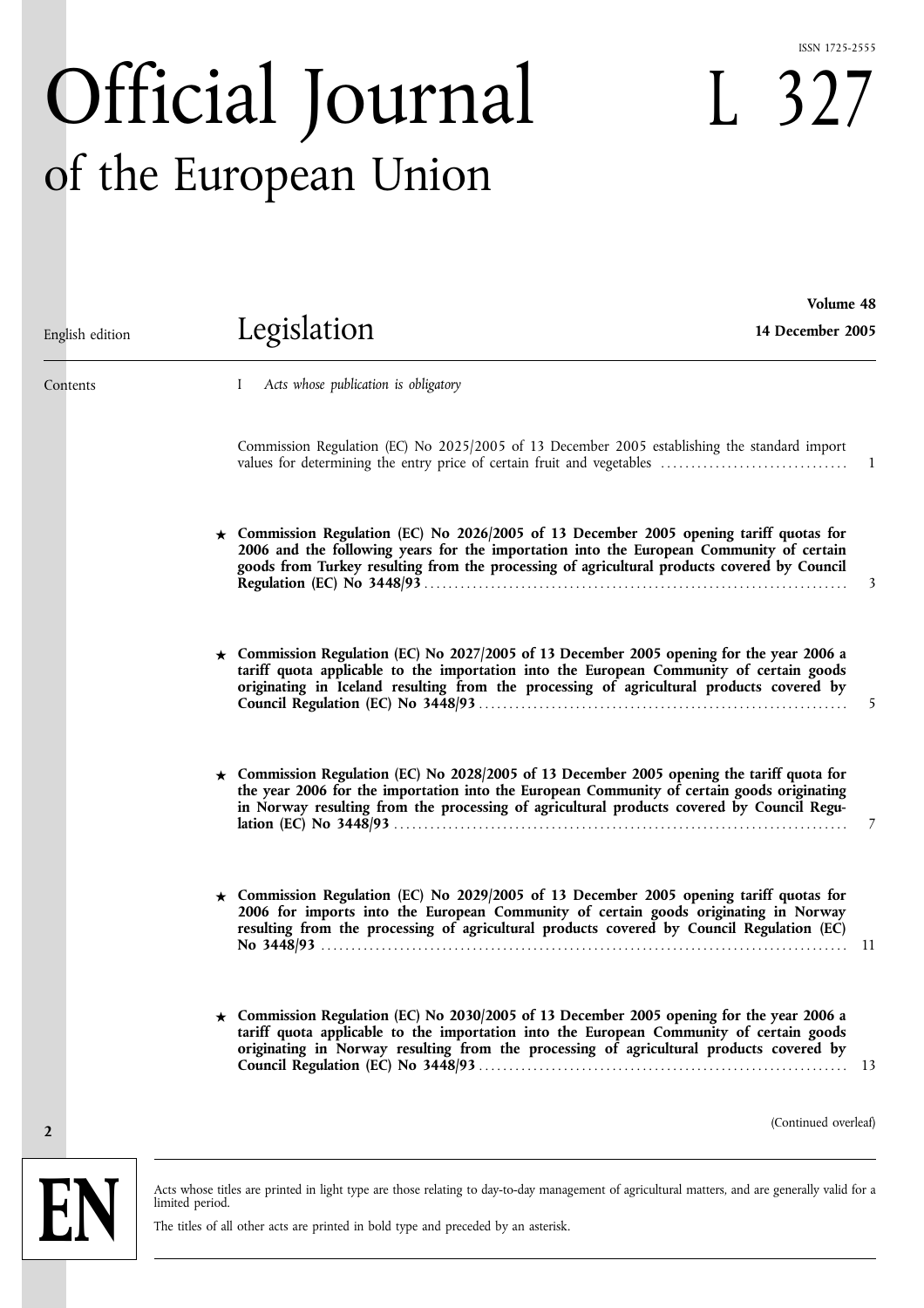ISSN 1725-2555

# Official Journal of the European Union

# L 327

English edition

## Legislation

**Volume 48**
**14 December 2005**

Contents

I *Acts whose publication is obligatory*

Commission Regulation (EC) No 2025/2005 of 13 December 2005 establishing the standard import values for determining the entry price of certain fruit and vegetables ..... 1

★ **Commission Regulation (EC) No 2026/2005 of 13 December 2005 opening tariff quotas for 2006 and the following years for the importation into the European Community of certain goods from Turkey resulting from the processing of agricultural products covered by Council Regulation (EC) No 3448/93** ..... 3

★ **Commission Regulation (EC) No 2027/2005 of 13 December 2005 opening for the year 2006 a tariff quota applicable to the importation into the European Community of certain goods originating in Iceland resulting from the processing of agricultural products covered by Council Regulation (EC) No 3448/93** ..... 5

★ **Commission Regulation (EC) No 2028/2005 of 13 December 2005 opening the tariff quota for the year 2006 for the importation into the European Community of certain goods originating in Norway resulting from the processing of agricultural products covered by Council Regulation (EC) No 3448/93** ..... 7

★ **Commission Regulation (EC) No 2029/2005 of 13 December 2005 opening tariff quotas for 2006 for imports into the European Community of certain goods originating in Norway resulting from the processing of agricultural products covered by Council Regulation (EC) No 3448/93** ..... 11

★ **Commission Regulation (EC) No 2030/2005 of 13 December 2005 opening for the year 2006 a tariff quota applicable to the importation into the European Community of certain goods originating in Norway resulting from the processing of agricultural products covered by Council Regulation (EC) No 3448/93** ..... 13

(Continued overleaf)

**EN**

Acts whose titles are printed in light type are those relating to day-to-day management of agricultural matters, and are generally valid for a limited period.

The titles of all other acts are printed in bold type and preceded by an asterisk.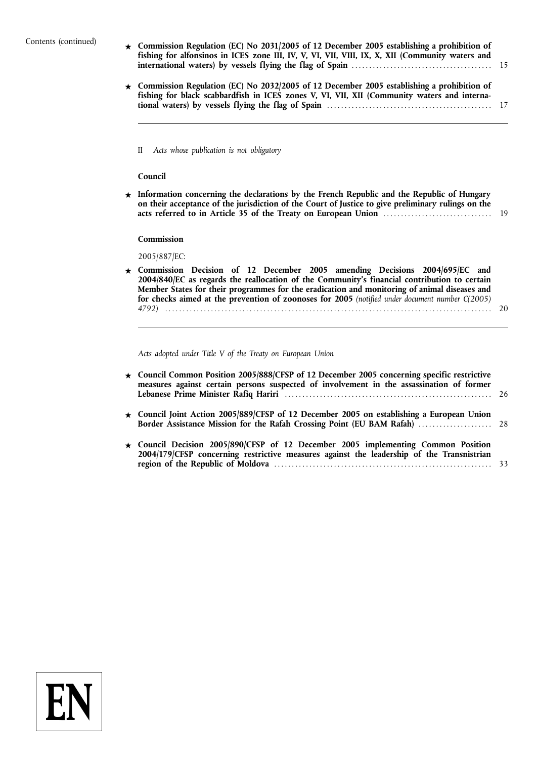Contents (continued)

★ **Commission Regulation (EC) No 2031/2005 of 12 December 2005 establishing a prohibition of fishing for alfonsinos in ICES zone III, IV, V, VI, VII, VIII, IX, X, XII (Community waters and international waters) by vessels flying the flag of Spain** ........................................ 15

★ **Commission Regulation (EC) No 2032/2005 of 12 December 2005 establishing a prohibition of fishing for black scabbardfish in ICES zones V, VI, VII, XII (Community waters and international waters) by vessels flying the flag of Spain** ............................................... 17

---

II *Acts whose publication is not obligatory*

**Council**

★ **Information concerning the declarations by the French Republic and the Republic of Hungary on their acceptance of the jurisdiction of the Court of Justice to give preliminary rulings on the acts referred to in Article 35 of the Treaty on European Union** ............................... 19

**Commission**

2005/887/EC:

★ **Commission Decision of 12 December 2005 amending Decisions 2004/695/EC and 2004/840/EC as regards the reallocation of the Community's financial contribution to certain Member States for their programmes for the eradication and monitoring of animal diseases and for checks aimed at the prevention of zoonoses for 2005** *(notified under document number C(2005) 4792)* .......................................................................................... 20

---

*Acts adopted under Title V of the Treaty on European Union*

★ **Council Common Position 2005/888/CFSP of 12 December 2005 concerning specific restrictive measures against certain persons suspected of involvement in the assassination of former Lebanese Prime Minister Rafiq Hariri** ........................................................... 26

★ **Council Joint Action 2005/889/CFSP of 12 December 2005 on establishing a European Union Border Assistance Mission for the Rafah Crossing Point (EU BAM Rafah)** ..................... 28

★ **Council Decision 2005/890/CFSP of 12 December 2005 implementing Common Position 2004/179/CFSP concerning restrictive measures against the leadership of the Transnistrian region of the Republic of Moldova** ............................................................. 33

EN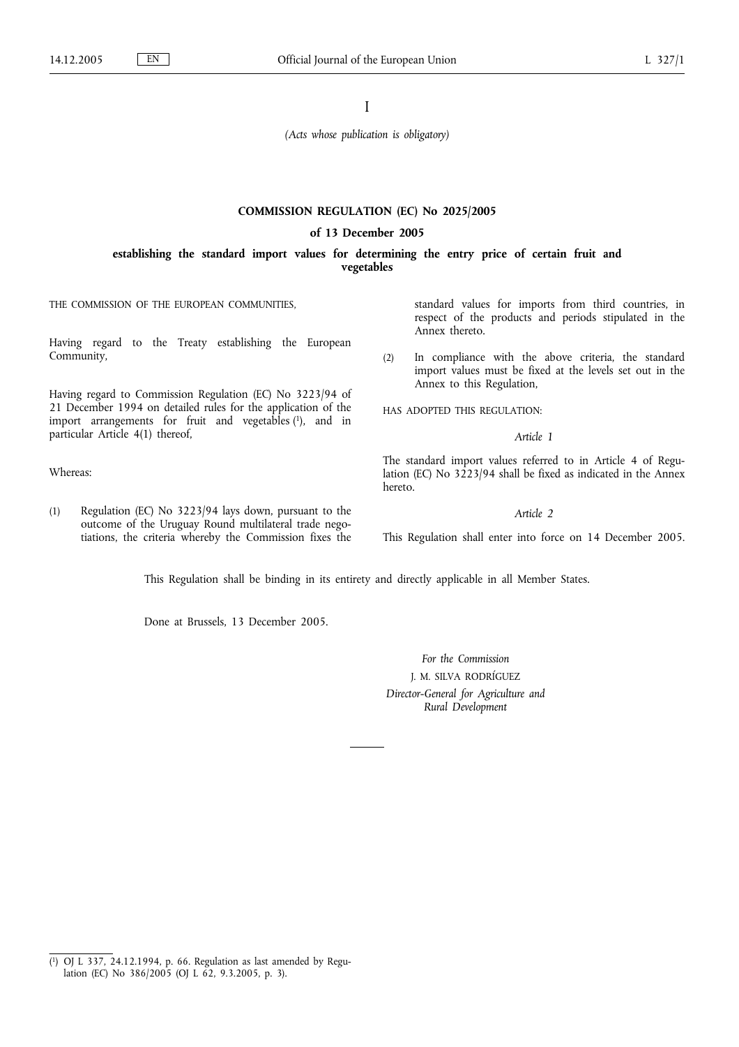I

*(Acts whose publication is obligatory)*

## COMMISSION REGULATION (EC) No 2025/2005

### of 13 December 2005

### establishing the standard import values for determining the entry price of certain fruit and vegetables

THE COMMISSION OF THE EUROPEAN COMMUNITIES,

Having regard to the Treaty establishing the European Community,

Having regard to Commission Regulation (EC) No 3223/94 of 21 December 1994 on detailed rules for the application of the import arrangements for fruit and vegetables [1], and in particular Article 4(1) thereof,

Whereas:

(1) Regulation (EC) No 3223/94 lays down, pursuant to the outcome of the Uruguay Round multilateral trade negotiations, the criteria whereby the Commission fixes the standard values for imports from third countries, in respect of the products and periods stipulated in the Annex thereto.

(2) In compliance with the above criteria, the standard import values must be fixed at the levels set out in the Annex to this Regulation,

HAS ADOPTED THIS REGULATION:

*Article 1*

The standard import values referred to in Article 4 of Regulation (EC) No 3223/94 shall be fixed as indicated in the Annex hereto.

*Article 2*

This Regulation shall enter into force on 14 December 2005.

This Regulation shall be binding in its entirety and directly applicable in all Member States.

Done at Brussels, 13 December 2005.

*For the Commission*

J. M. SILVA RODRÍGUEZ

*Director-General for Agriculture and Rural Development*

---

[1] OJ L 337, 24.12.1994, p. 66. Regulation as last amended by Regulation (EC) No 386/2005 (OJ L 62, 9.3.2005, p. 3).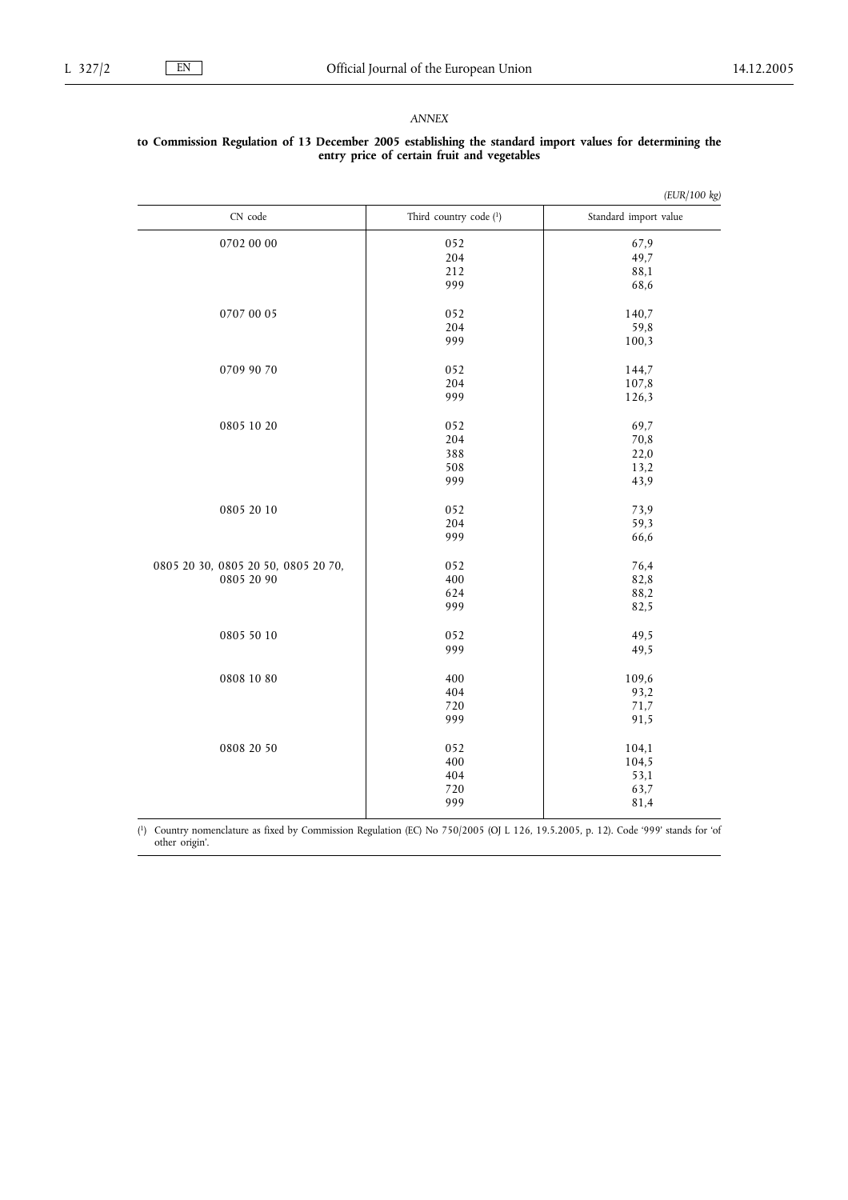*ANNEX*

**to Commission Regulation of 13 December 2005 establishing the standard import values for determining the entry price of certain fruit and vegetables**

*(EUR/100 kg)*

| CN code | Third country code [1] | Standard import value |
|---|---|---|
| 0702 00 00 | 052 | 67,9 |
| | 204 | 49,7 |
| | 212 | 88,1 |
| | 999 | 68,6 |
| 0707 00 05 | 052 | 140,7 |
| | 204 | 59,8 |
| | 999 | 100,3 |
| 0709 90 70 | 052 | 144,7 |
| | 204 | 107,8 |
| | 999 | 126,3 |
| 0805 10 20 | 052 | 69,7 |
| | 204 | 70,8 |
| | 388 | 22,0 |
| | 508 | 13,2 |
| | 999 | 43,9 |
| 0805 20 10 | 052 | 73,9 |
| | 204 | 59,3 |
| | 999 | 66,6 |
| 0805 20 30, 0805 20 50, 0805 20 70, 0805 20 90 | 052 | 76,4 |
| | 400 | 82,8 |
| | 624 | 88,2 |
| | 999 | 82,5 |
| 0805 50 10 | 052 | 49,5 |
| | 999 | 49,5 |
| 0808 10 80 | 400 | 109,6 |
| | 404 | 93,2 |
| | 720 | 71,7 |
| | 999 | 91,5 |
| 0808 20 50 | 052 | 104,1 |
| | 400 | 104,5 |
| | 404 | 53,1 |
| | 720 | 63,7 |
| | 999 | 81,4 |

[1] Country nomenclature as fixed by Commission Regulation (EC) No 750/2005 (OJ L 126, 19.5.2005, p. 12). Code '999' stands for 'of other origin'.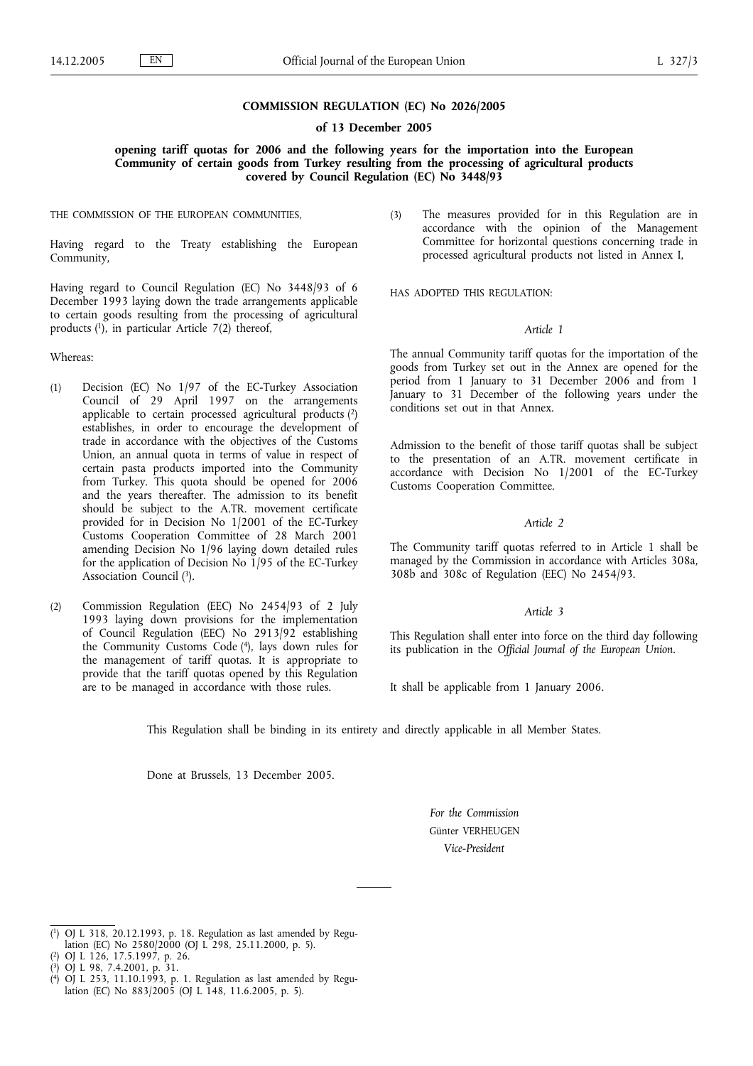**COMMISSION REGULATION (EC) No 2026/2005**

**of 13 December 2005**

**opening tariff quotas for 2006 and the following years for the importation into the European Community of certain goods from Turkey resulting from the processing of agricultural products covered by Council Regulation (EC) No 3448/93**

THE COMMISSION OF THE EUROPEAN COMMUNITIES,

Having regard to the Treaty establishing the European Community,

Having regard to Council Regulation (EC) No 3448/93 of 6 December 1993 laying down the trade arrangements applicable to certain goods resulting from the processing of agricultural products [1], in particular Article 7(2) thereof,

Whereas:

(1) Decision (EC) No 1/97 of the EC-Turkey Association Council of 29 April 1997 on the arrangements applicable to certain processed agricultural products [2] establishes, in order to encourage the development of trade in accordance with the objectives of the Customs Union, an annual quota in terms of value in respect of certain pasta products imported into the Community from Turkey. This quota should be opened for 2006 and the years thereafter. The admission to its benefit should be subject to the A.TR. movement certificate provided for in Decision No 1/2001 of the EC-Turkey Customs Cooperation Committee of 28 March 2001 amending Decision No 1/96 laying down detailed rules for the application of Decision No 1/95 of the EC-Turkey Association Council [3].

(2) Commission Regulation (EEC) No 2454/93 of 2 July 1993 laying down provisions for the implementation of Council Regulation (EEC) No 2913/92 establishing the Community Customs Code [4], lays down rules for the management of tariff quotas. It is appropriate to provide that the tariff quotas opened by this Regulation are to be managed in accordance with those rules.

(3) The measures provided for in this Regulation are in accordance with the opinion of the Management Committee for horizontal questions concerning trade in processed agricultural products not listed in Annex I,

HAS ADOPTED THIS REGULATION:

*Article 1*

The annual Community tariff quotas for the importation of the goods from Turkey set out in the Annex are opened for the period from 1 January to 31 December 2006 and from 1 January to 31 December of the following years under the conditions set out in that Annex.

Admission to the benefit of those tariff quotas shall be subject to the presentation of an A.TR. movement certificate in accordance with Decision No 1/2001 of the EC-Turkey Customs Cooperation Committee.

*Article 2*

The Community tariff quotas referred to in Article 1 shall be managed by the Commission in accordance with Articles 308a, 308b and 308c of Regulation (EEC) No 2454/93.

*Article 3*

This Regulation shall enter into force on the third day following its publication in the *Official Journal of the European Union*.

It shall be applicable from 1 January 2006.

This Regulation shall be binding in its entirety and directly applicable in all Member States.

Done at Brussels, 13 December 2005.

*For the Commission*

Günter VERHEUGEN

*Vice-President*

---

[1] OJ L 318, 20.12.1993, p. 18. Regulation as last amended by Regulation (EC) No 2580/2000 (OJ L 298, 25.11.2000, p. 5).

[2] OJ L 126, 17.5.1997, p. 26.

[3] OJ L 98, 7.4.2001, p. 31.

[4] OJ L 253, 11.10.1993, p. 1. Regulation as last amended by Regulation (EC) No 883/2005 (OJ L 148, 11.6.2005, p. 5).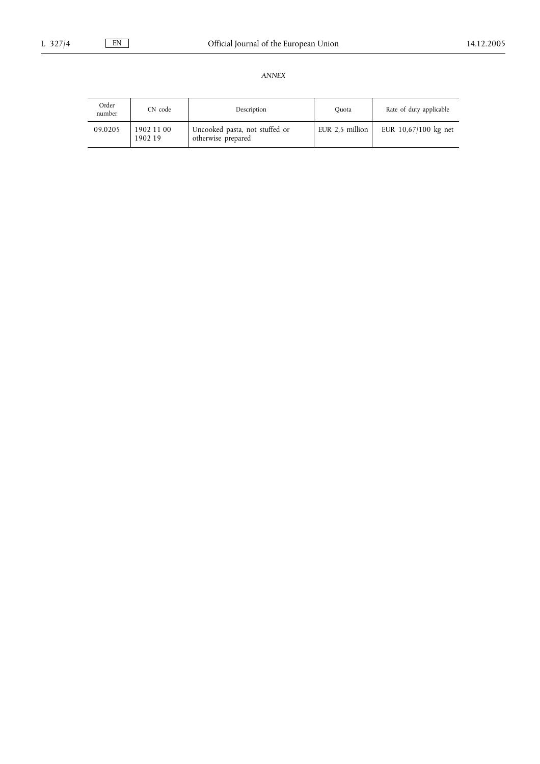*ANNEX*

| Order number | CN code | Description | Quota | Rate of duty applicable |
|---|---|---|---|---|
| 09.0205 | 1902 11 00<br>1902 19 | Uncooked pasta, not stuffed or otherwise prepared | EUR 2,5 million | EUR 10,67/100 kg net |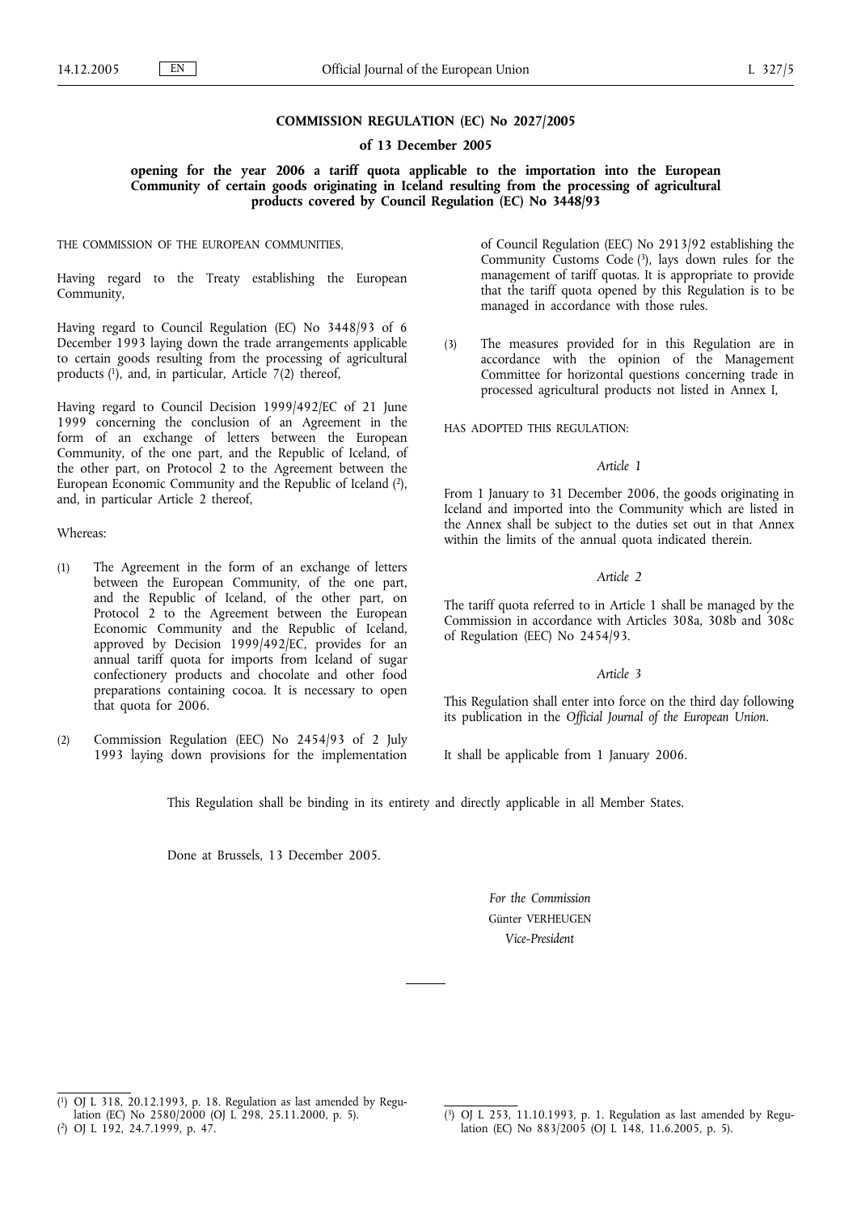**COMMISSION REGULATION (EC) No 2027/2005**

**of 13 December 2005**

**opening for the year 2006 a tariff quota applicable to the importation into the European Community of certain goods originating in Iceland resulting from the processing of agricultural products covered by Council Regulation (EC) No 3448/93**

THE COMMISSION OF THE EUROPEAN COMMUNITIES,

Having regard to the Treaty establishing the European Community,

Having regard to Council Regulation (EC) No 3448/93 of 6 December 1993 laying down the trade arrangements applicable to certain goods resulting from the processing of agricultural products [1], and, in particular, Article 7(2) thereof,

Having regard to Council Decision 1999/492/EC of 21 June 1999 concerning the conclusion of an Agreement in the form of an exchange of letters between the European Community, of the one part, and the Republic of Iceland, of the other part, on Protocol 2 to the Agreement between the European Economic Community and the Republic of Iceland [2], and, in particular Article 2 thereof,

Whereas:

(1) The Agreement in the form of an exchange of letters between the European Community, of the one part, and the Republic of Iceland, of the other part, on Protocol 2 to the Agreement between the European Economic Community and the Republic of Iceland, approved by Decision 1999/492/EC, provides for an annual tariff quota for imports from Iceland of sugar confectionery products and chocolate and other food preparations containing cocoa. It is necessary to open that quota for 2006.

(2) Commission Regulation (EEC) No 2454/93 of 2 July 1993 laying down provisions for the implementation of Council Regulation (EEC) No 2913/92 establishing the Community Customs Code [3], lays down rules for the management of tariff quotas. It is appropriate to provide that the tariff quota opened by this Regulation is to be managed in accordance with those rules.

(3) The measures provided for in this Regulation are in accordance with the opinion of the Management Committee for horizontal questions concerning trade in processed agricultural products not listed in Annex I,

HAS ADOPTED THIS REGULATION:

*Article 1*

From 1 January to 31 December 2006, the goods originating in Iceland and imported into the Community which are listed in the Annex shall be subject to the duties set out in that Annex within the limits of the annual quota indicated therein.

*Article 2*

The tariff quota referred to in Article 1 shall be managed by the Commission in accordance with Articles 308a, 308b and 308c of Regulation (EEC) No 2454/93.

*Article 3*

This Regulation shall enter into force on the third day following its publication in the *Official Journal of the European Union*.

It shall be applicable from 1 January 2006.

This Regulation shall be binding in its entirety and directly applicable in all Member States.

Done at Brussels, 13 December 2005.

*For the Commission*

Günter VERHEUGEN

*Vice-President*

---

[1] OJ L 318, 20.12.1993, p. 18. Regulation as last amended by Regulation (EC) No 2580/2000 (OJ L 298, 25.11.2000, p. 5).

[2] OJ L 192, 24.7.1999, p. 47.

[3] OJ L 253, 11.10.1993, p. 1. Regulation as last amended by Regulation (EC) No 883/2005 (OJ L 148, 11.6.2005, p. 5).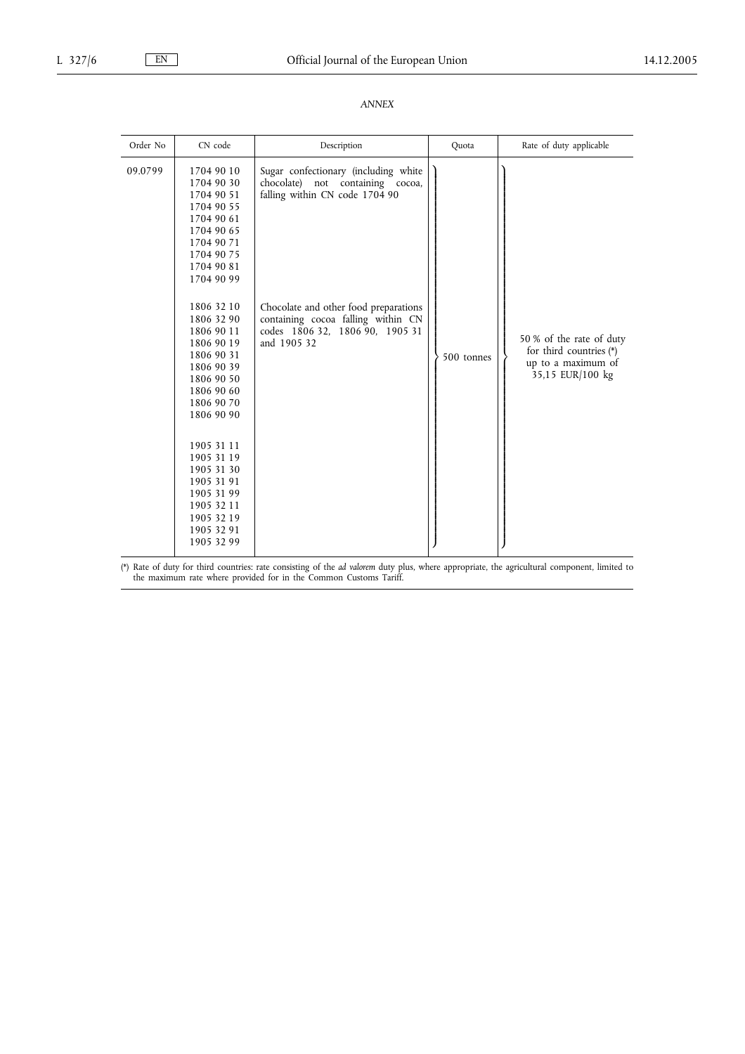*ANNEX*

| Order No | CN code | Description | Quota | Rate of duty applicable |
|---|---|---|---|---|
| 09.0799 | 1704 90 10<br>1704 90 30<br>1704 90 51<br>1704 90 55<br>1704 90 61<br>1704 90 65<br>1704 90 71<br>1704 90 75<br>1704 90 81<br>1704 90 99 | Sugar confectionary (including white chocolate) not containing cocoa, falling within CN code 1704 90 | 500 tonnes | 50 % of the rate of duty for third countries (*) up to a maximum of 35,15 EUR/100 kg |
| | 1806 32 10<br>1806 32 90<br>1806 90 11<br>1806 90 19<br>1806 90 31<br>1806 90 39<br>1806 90 50<br>1806 90 60<br>1806 90 70<br>1806 90 90 | Chocolate and other food preparations containing cocoa falling within CN codes 1806 32, 1806 90, 1905 31 and 1905 32 | | |
| | 1905 31 11<br>1905 31 19<br>1905 31 30<br>1905 31 91<br>1905 31 99<br>1905 32 11<br>1905 32 19<br>1905 32 91<br>1905 32 99 | | | |

(*) Rate of duty for third countries: rate consisting of the *ad valorem* duty plus, where appropriate, the agricultural component, limited to the maximum rate where provided for in the Common Customs Tariff.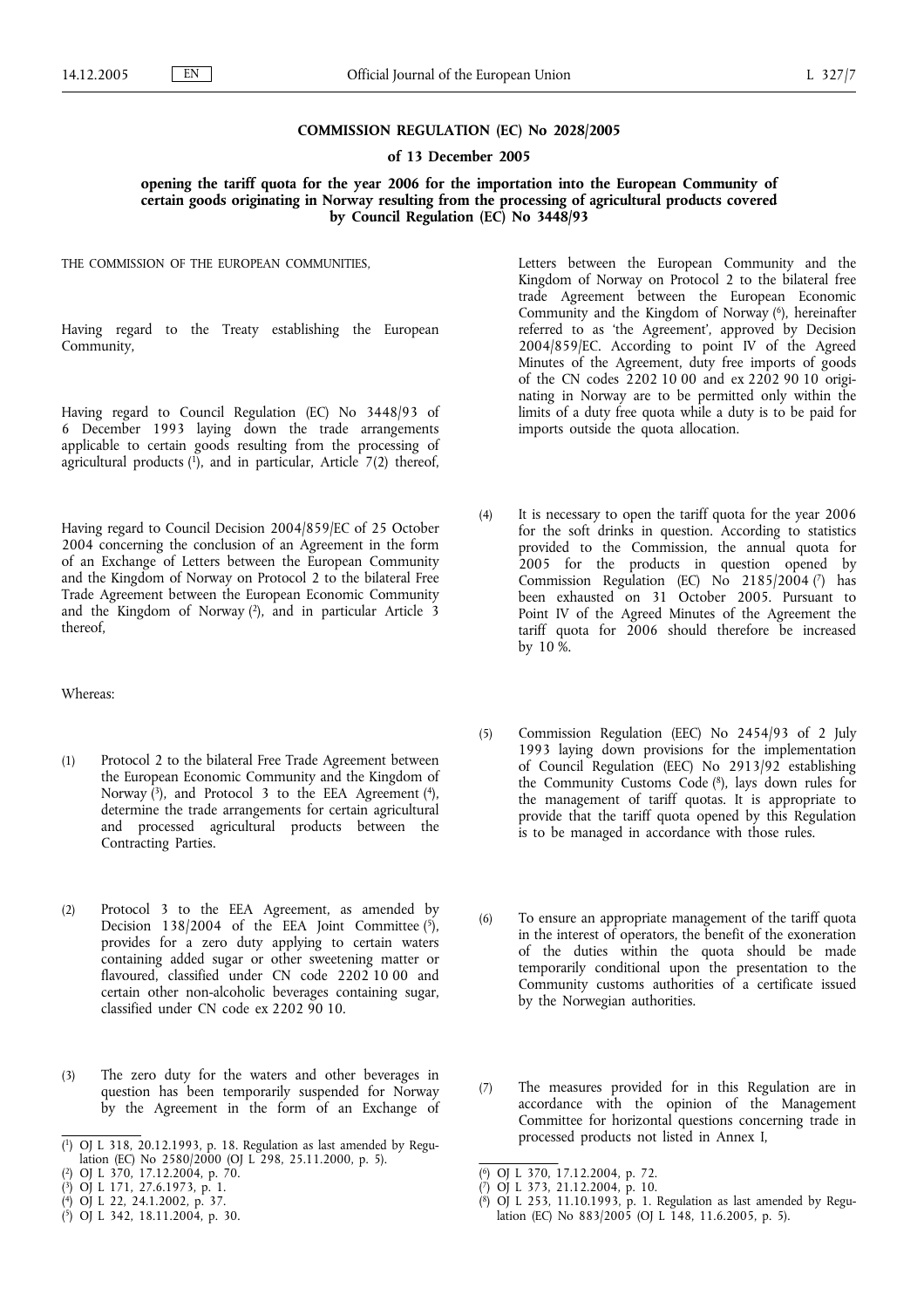**COMMISSION REGULATION (EC) No 2028/2005**

**of 13 December 2005**

**opening the tariff quota for the year 2006 for the importation into the European Community of certain goods originating in Norway resulting from the processing of agricultural products covered by Council Regulation (EC) No 3448/93**

THE COMMISSION OF THE EUROPEAN COMMUNITIES,

Having regard to the Treaty establishing the European Community,

Having regard to Council Regulation (EC) No 3448/93 of 6 December 1993 laying down the trade arrangements applicable to certain goods resulting from the processing of agricultural products [1], and in particular, Article 7(2) thereof,

Having regard to Council Decision 2004/859/EC of 25 October 2004 concerning the conclusion of an Agreement in the form of an Exchange of Letters between the European Community and the Kingdom of Norway on Protocol 2 to the bilateral Free Trade Agreement between the European Economic Community and the Kingdom of Norway [2], and in particular Article 3 thereof,

Whereas:

(1) Protocol 2 to the bilateral Free Trade Agreement between the European Economic Community and the Kingdom of Norway [3], and Protocol 3 to the EEA Agreement [4], determine the trade arrangements for certain agricultural and processed agricultural products between the Contracting Parties.

(2) Protocol 3 to the EEA Agreement, as amended by Decision 138/2004 of the EEA Joint Committee [5], provides for a zero duty applying to certain waters containing added sugar or other sweetening matter or flavoured, classified under CN code 2202 10 00 and certain other non-alcoholic beverages containing sugar, classified under CN code ex 2202 90 10.

(3) The zero duty for the waters and other beverages in question has been temporarily suspended for Norway by the Agreement in the form of an Exchange of Letters between the European Community and the Kingdom of Norway on Protocol 2 to the bilateral free trade Agreement between the European Economic Community and the Kingdom of Norway [6], hereinafter referred to as 'the Agreement', approved by Decision 2004/859/EC. According to point IV of the Agreed Minutes of the Agreement, duty free imports of goods of the CN codes 2202 10 00 and ex 2202 90 10 originating in Norway are to be permitted only within the limits of a duty free quota while a duty is to be paid for imports outside the quota allocation.

(4) It is necessary to open the tariff quota for the year 2006 for the soft drinks in question. According to statistics provided to the Commission, the annual quota for 2005 for the products in question opened by Commission Regulation (EC) No 2185/2004 [7] has been exhausted on 31 October 2005. Pursuant to Point IV of the Agreed Minutes of the Agreement the tariff quota for 2006 should therefore be increased by 10 %.

(5) Commission Regulation (EEC) No 2454/93 of 2 July 1993 laying down provisions for the implementation of Council Regulation (EEC) No 2913/92 establishing the Community Customs Code [8], lays down rules for the management of tariff quotas. It is appropriate to provide that the tariff quota opened by this Regulation is to be managed in accordance with those rules.

(6) To ensure an appropriate management of the tariff quota in the interest of operators, the benefit of the exoneration of the duties within the quota should be made temporarily conditional upon the presentation to the Community customs authorities of a certificate issued by the Norwegian authorities.

(7) The measures provided for in this Regulation are in accordance with the opinion of the Management Committee for horizontal questions concerning trade in processed products not listed in Annex I,

---

[1] OJ L 318, 20.12.1993, p. 18. Regulation as last amended by Regulation (EC) No 2580/2000 (OJ L 298, 25.11.2000, p. 5).

[2] OJ L 370, 17.12.2004, p. 70.

[3] OJ L 171, 27.6.1973, p. 1.

[4] OJ L 22, 24.1.2002, p. 37.

[5] OJ L 342, 18.11.2004, p. 30.

[6] OJ L 370, 17.12.2004, p. 72.

[7] OJ L 373, 21.12.2004, p. 10.

[8] OJ L 253, 11.10.1993, p. 1. Regulation as last amended by Regulation (EC) No 883/2005 (OJ L 148, 11.6.2005, p. 5).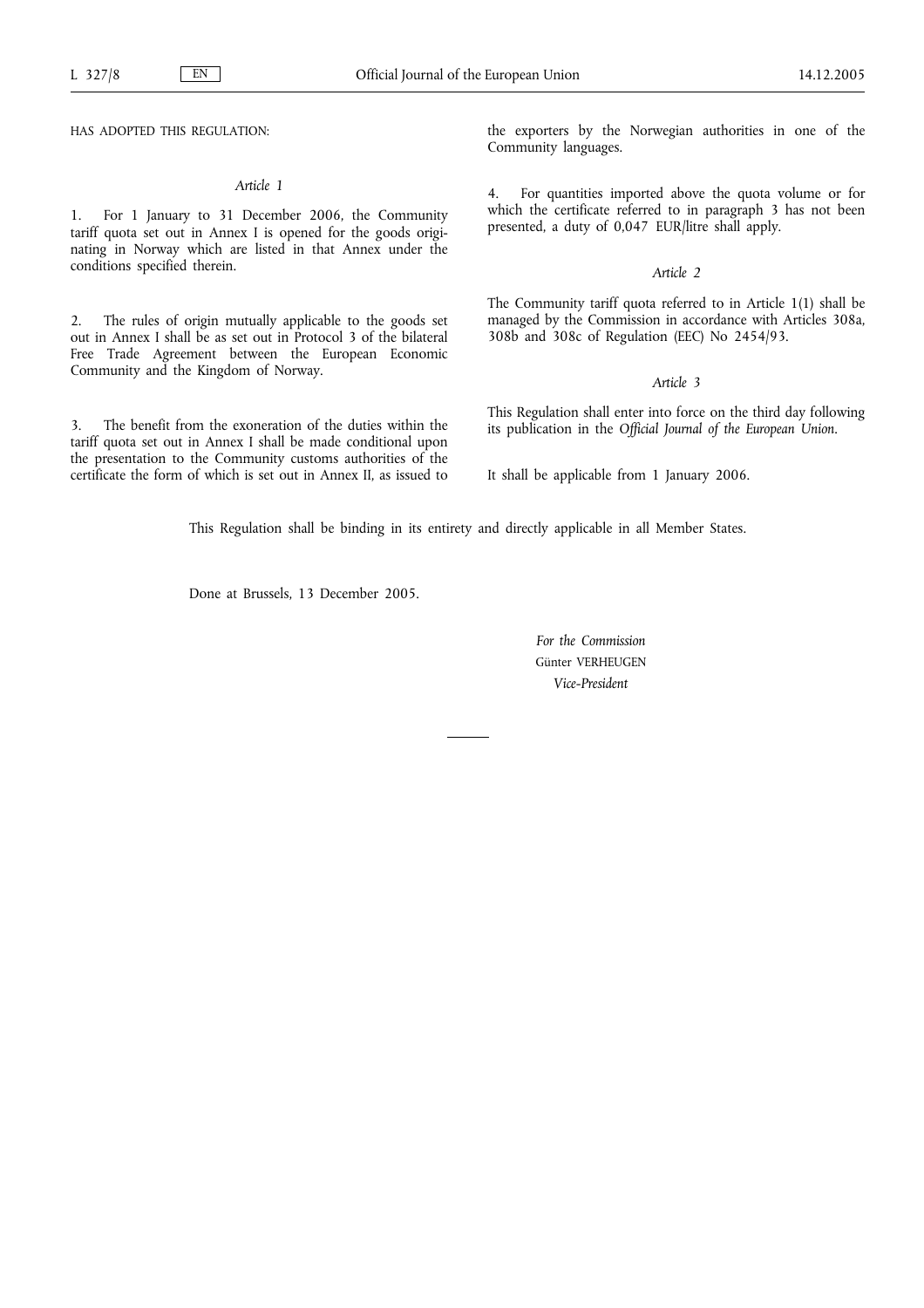HAS ADOPTED THIS REGULATION:

*Article 1*

1. For 1 January to 31 December 2006, the Community tariff quota set out in Annex I is opened for the goods originating in Norway which are listed in that Annex under the conditions specified therein.

2. The rules of origin mutually applicable to the goods set out in Annex I shall be as set out in Protocol 3 of the bilateral Free Trade Agreement between the European Economic Community and the Kingdom of Norway.

3. The benefit from the exoneration of the duties within the tariff quota set out in Annex I shall be made conditional upon the presentation to the Community customs authorities of the certificate the form of which is set out in Annex II, as issued to the exporters by the Norwegian authorities in one of the Community languages.

4. For quantities imported above the quota volume or for which the certificate referred to in paragraph 3 has not been presented, a duty of 0,047 EUR/litre shall apply.

*Article 2*

The Community tariff quota referred to in Article 1(1) shall be managed by the Commission in accordance with Articles 308a, 308b and 308c of Regulation (EEC) No 2454/93.

*Article 3*

This Regulation shall enter into force on the third day following its publication in the *Official Journal of the European Union*.

It shall be applicable from 1 January 2006.

This Regulation shall be binding in its entirety and directly applicable in all Member States.

Done at Brussels, 13 December 2005.

*For the Commission*
Günter VERHEUGEN
*Vice-President*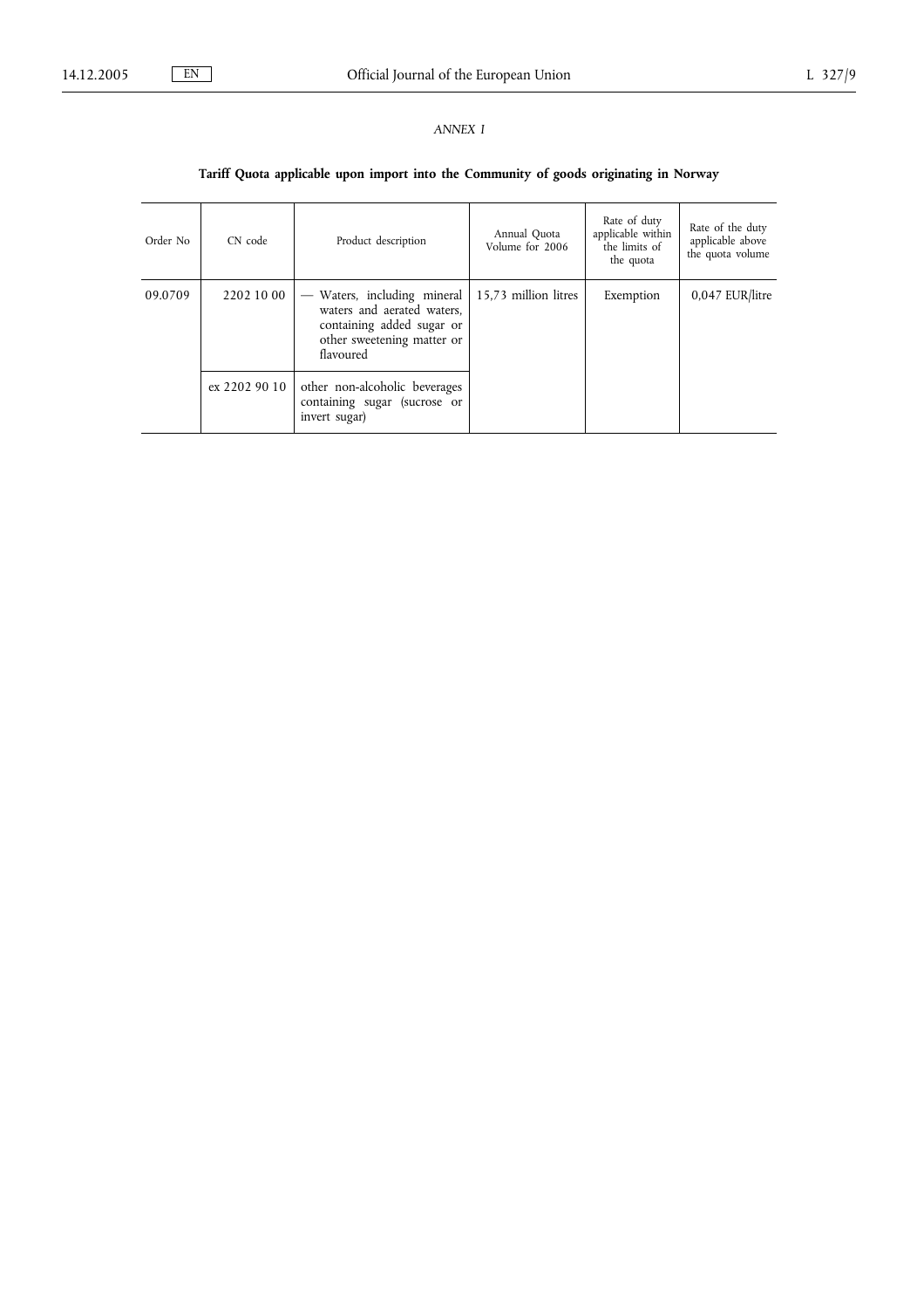*ANNEX I*

**Tariff Quota applicable upon import into the Community of goods originating in Norway**

| Order No | CN code | Product description | Annual Quota Volume for 2006 | Rate of duty applicable within the limits of the quota | Rate of the duty applicable above the quota volume |
|---|---|---|---|---|---|
| 09.0709 | 2202 10 00 | — Waters, including mineral waters and aerated waters, containing added sugar or other sweetening matter or flavoured | 15,73 million litres | Exemption | 0,047 EUR/litre |
| | ex 2202 90 10 | other non-alcoholic beverages containing sugar (sucrose or invert sugar) | | | |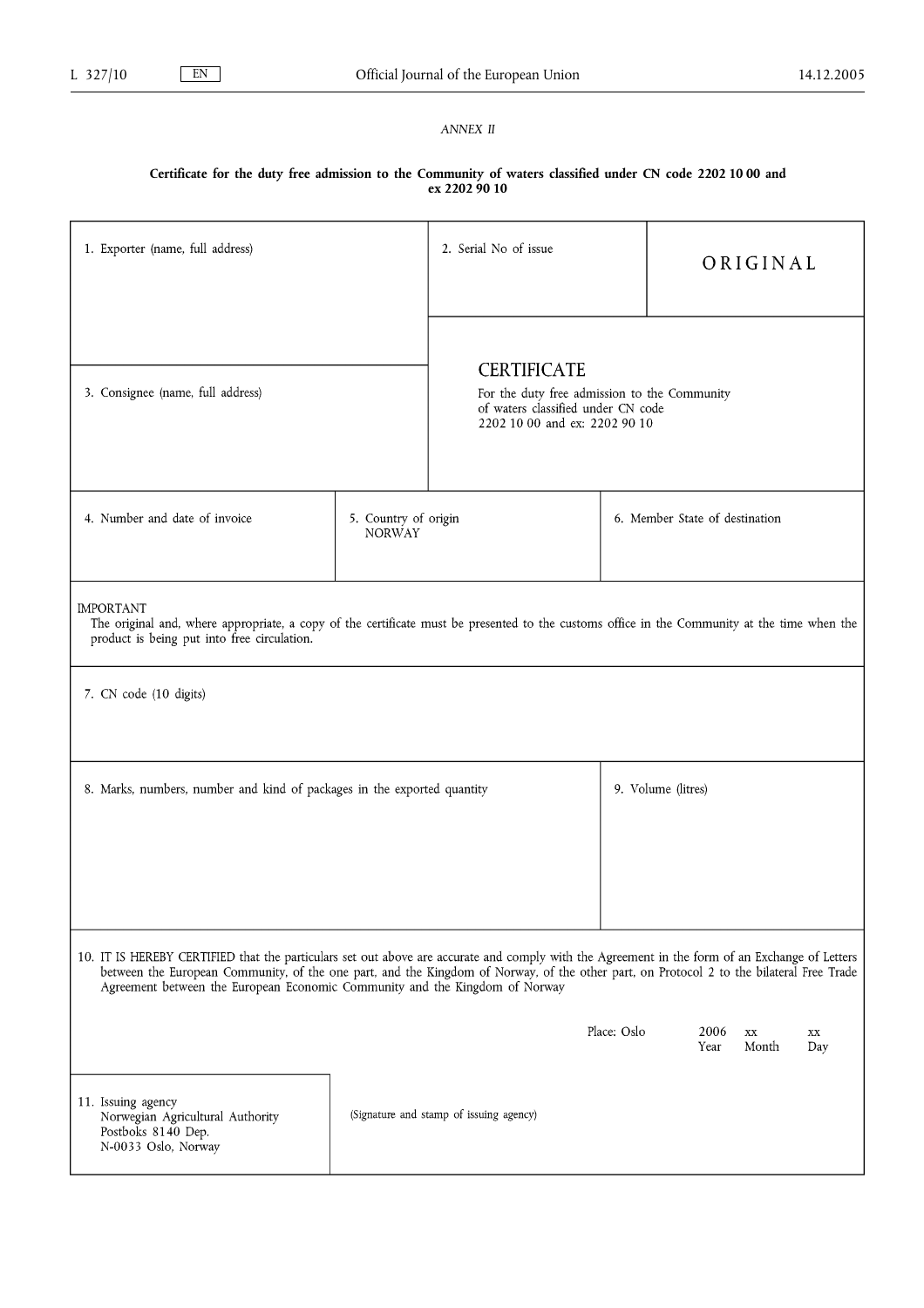*ANNEX II*

**Certificate for the duty free admission to the Community of waters classified under CN code 2202 10 00 and ex 2202 90 10**

| 1. Exporter (name, full address) | 2. Serial No of issue | ORIGINAL |
|---|---|---|
| 3. Consignee (name, full address) | **CERTIFICATE** For the duty free admission to the Community of waters classified under CN code 2202 10 00 and ex: 2202 90 10 | |

| 4. Number and date of invoice | 5. Country of origin NORWAY | 6. Member State of destination |
|---|---|---|

IMPORTANT
The original and, where appropriate, a copy of the certificate must be presented to the customs office in the Community at the time when the product is being put into free circulation.

7. CN code (10 digits)

| 8. Marks, numbers, number and kind of packages in the exported quantity | 9. Volume (litres) |
|---|---|

10. IT IS HEREBY CERTIFIED that the particulars set out above are accurate and comply with the Agreement in the form of an Exchange of Letters between the European Community, of the one part, and the Kingdom of Norway, of the other part, on Protocol 2 to the bilateral Free Trade Agreement between the European Economic Community and the Kingdom of Norway

Place: Oslo 2006 xx xx
Year Month Day

| 11. Issuing agency Norwegian Agricultural Authority Postboks 8140 Dep. N-0033 Oslo, Norway | (Signature and stamp of issuing agency) |
|---|---|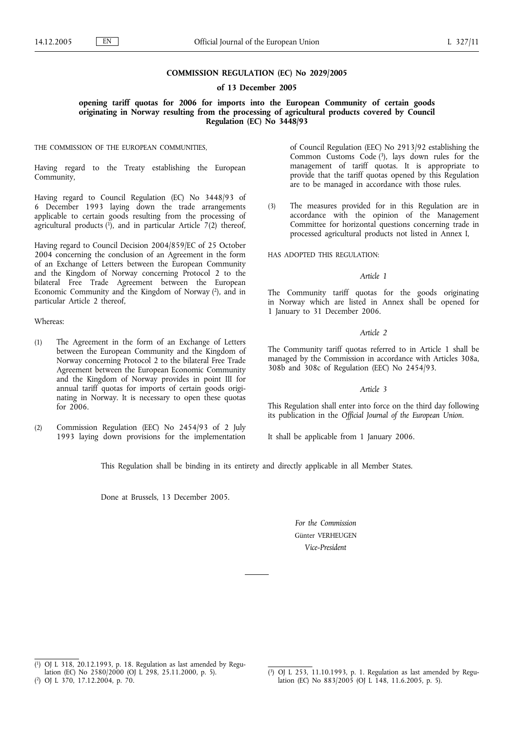# COMMISSION REGULATION (EC) No 2029/2005

## of 13 December 2005

### opening tariff quotas for 2006 for imports into the European Community of certain goods originating in Norway resulting from the processing of agricultural products covered by Council Regulation (EC) No 3448/93

THE COMMISSION OF THE EUROPEAN COMMUNITIES,

Having regard to the Treaty establishing the European Community,

Having regard to Council Regulation (EC) No 3448/93 of 6 December 1993 laying down the trade arrangements applicable to certain goods resulting from the processing of agricultural products [1], and in particular Article 7(2) thereof,

Having regard to Council Decision 2004/859/EC of 25 October 2004 concerning the conclusion of an Agreement in the form of an Exchange of Letters between the European Community and the Kingdom of Norway concerning Protocol 2 to the bilateral Free Trade Agreement between the European Economic Community and the Kingdom of Norway [2], and in particular Article 2 thereof,

Whereas:

(1) The Agreement in the form of an Exchange of Letters between the European Community and the Kingdom of Norway concerning Protocol 2 to the bilateral Free Trade Agreement between the European Economic Community and the Kingdom of Norway provides in point III for annual tariff quotas for imports of certain goods originating in Norway. It is necessary to open these quotas for 2006.

(2) Commission Regulation (EEC) No 2454/93 of 2 July 1993 laying down provisions for the implementation of Council Regulation (EEC) No 2913/92 establishing the Common Customs Code [3], lays down rules for the management of tariff quotas. It is appropriate to provide that the tariff quotas opened by this Regulation are to be managed in accordance with those rules.

(3) The measures provided for in this Regulation are in accordance with the opinion of the Management Committee for horizontal questions concerning trade in processed agricultural products not listed in Annex I,

HAS ADOPTED THIS REGULATION:

*Article 1*

The Community tariff quotas for the goods originating in Norway which are listed in Annex shall be opened for 1 January to 31 December 2006.

*Article 2*

The Community tariff quotas referred to in Article 1 shall be managed by the Commission in accordance with Articles 308a, 308b and 308c of Regulation (EEC) No 2454/93.

*Article 3*

This Regulation shall enter into force on the third day following its publication in the *Official Journal of the European Union*.

It shall be applicable from 1 January 2006.

This Regulation shall be binding in its entirety and directly applicable in all Member States.

Done at Brussels, 13 December 2005.

*For the Commission*

Günter VERHEUGEN

*Vice-President*

---

[1] OJ L 318, 20.12.1993, p. 18. Regulation as last amended by Regulation (EC) No 2580/2000 (OJ L 298, 25.11.2000, p. 5).

[2] OJ L 370, 17.12.2004, p. 70.

[3] OJ L 253, 11.10.1993, p. 1. Regulation as last amended by Regulation (EC) No 883/2005 (OJ L 148, 11.6.2005, p. 5).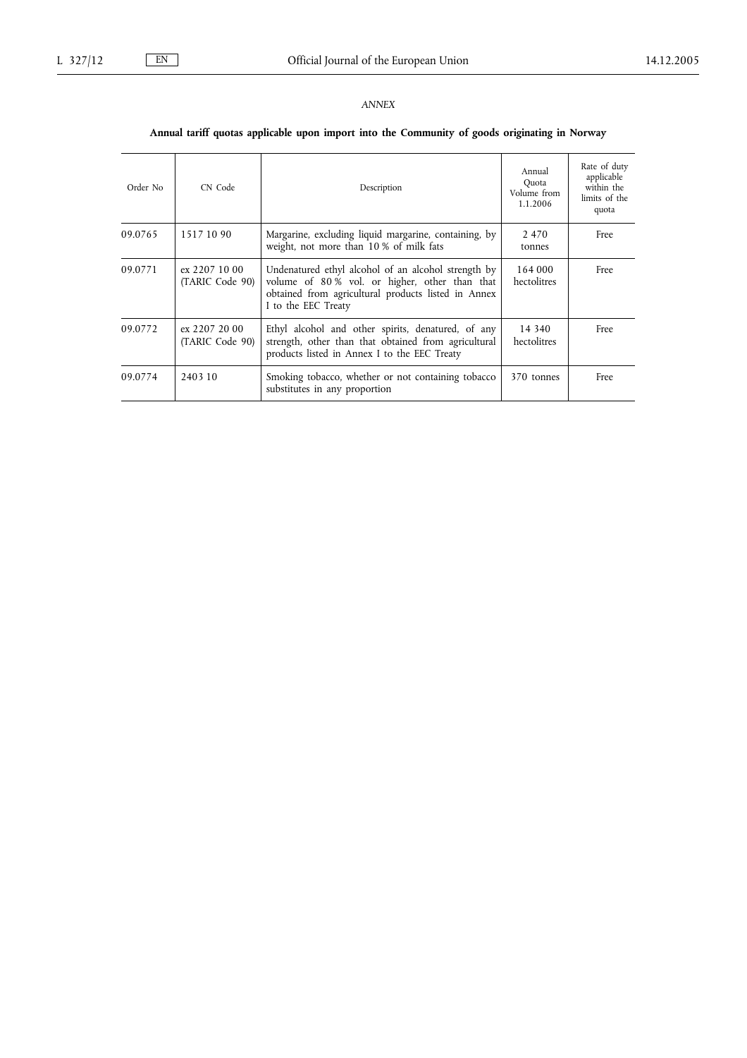*ANNEX*

**Annual tariff quotas applicable upon import into the Community of goods originating in Norway**

| Order No | CN Code | Description | Annual Quota Volume from 1.1.2006 | Rate of duty applicable within the limits of the quota |
|---|---|---|---|---|
| 09.0765 | 1517 10 90 | Margarine, excluding liquid margarine, containing, by weight, not more than 10 % of milk fats | 2 470 tonnes | Free |
| 09.0771 | ex 2207 10 00 (TARIC Code 90) | Undenatured ethyl alcohol of an alcohol strength by volume of 80 % vol. or higher, other than that obtained from agricultural products listed in Annex I to the EEC Treaty | 164 000 hectolitres | Free |
| 09.0772 | ex 2207 20 00 (TARIC Code 90) | Ethyl alcohol and other spirits, denatured, of any strength, other than that obtained from agricultural products listed in Annex I to the EEC Treaty | 14 340 hectolitres | Free |
| 09.0774 | 2403 10 | Smoking tobacco, whether or not containing tobacco substitutes in any proportion | 370 tonnes | Free |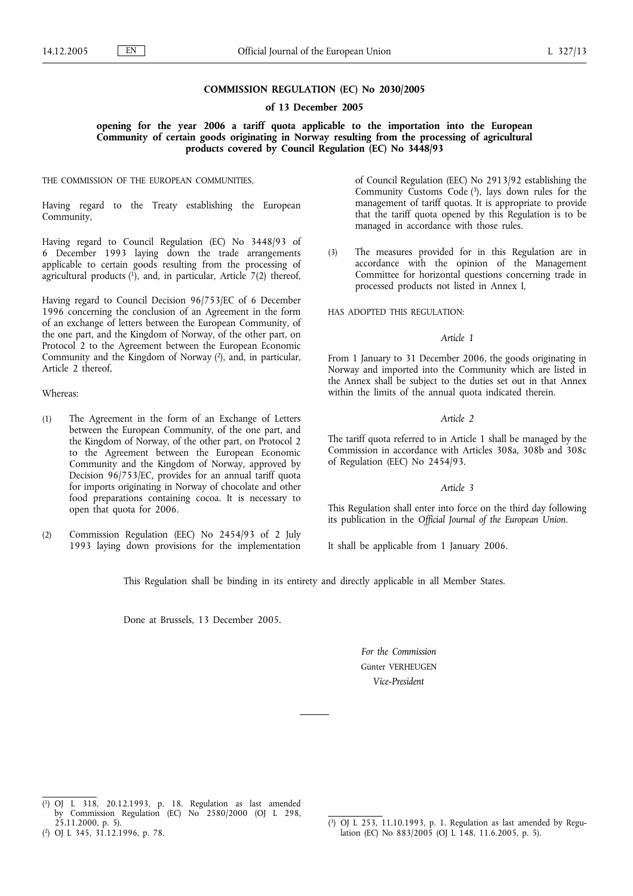**COMMISSION REGULATION (EC) No 2030/2005**

**of 13 December 2005**

**opening for the year 2006 a tariff quota applicable to the importation into the European Community of certain goods originating in Norway resulting from the processing of agricultural products covered by Council Regulation (EC) No 3448/93**

THE COMMISSION OF THE EUROPEAN COMMUNITIES,

Having regard to the Treaty establishing the European Community,

Having regard to Council Regulation (EC) No 3448/93 of 6 December 1993 laying down the trade arrangements applicable to certain goods resulting from the processing of agricultural products [1], and, in particular, Article 7(2) thereof,

Having regard to Council Decision 96/753/EC of 6 December 1996 concerning the conclusion of an Agreement in the form of an exchange of letters between the European Community, of the one part, and the Kingdom of Norway, of the other part, on Protocol 2 to the Agreement between the European Economic Community and the Kingdom of Norway [2], and, in particular, Article 2 thereof,

Whereas:

(1) The Agreement in the form of an Exchange of Letters between the European Community, of the one part, and the Kingdom of Norway, of the other part, on Protocol 2 to the Agreement between the European Economic Community and the Kingdom of Norway, approved by Decision 96/753/EC, provides for an annual tariff quota for imports originating in Norway of chocolate and other food preparations containing cocoa. It is necessary to open that quota for 2006.

(2) Commission Regulation (EEC) No 2454/93 of 2 July 1993 laying down provisions for the implementation of Council Regulation (EEC) No 2913/92 establishing the Community Customs Code [3], lays down rules for the management of tariff quotas. It is appropriate to provide that the tariff quota opened by this Regulation is to be managed in accordance with those rules.

(3) The measures provided for in this Regulation are in accordance with the opinion of the Management Committee for horizontal questions concerning trade in processed products not listed in Annex I,

HAS ADOPTED THIS REGULATION:

*Article 1*

From 1 January to 31 December 2006, the goods originating in Norway and imported into the Community which are listed in the Annex shall be subject to the duties set out in that Annex within the limits of the annual quota indicated therein.

*Article 2*

The tariff quota referred to in Article 1 shall be managed by the Commission in accordance with Articles 308a, 308b and 308c of Regulation (EEC) No 2454/93.

*Article 3*

This Regulation shall enter into force on the third day following its publication in the *Official Journal of the European Union*.

It shall be applicable from 1 January 2006.

This Regulation shall be binding in its entirety and directly applicable in all Member States.

Done at Brussels, 13 December 2005.

*For the Commission*

Günter VERHEUGEN

*Vice-President*

---

[1] OJ L 318, 20.12.1993, p. 18. Regulation as last amended by Commission Regulation (EC) No 2580/2000 (OJ L 298, 25.11.2000, p. 5).

[2] OJ L 345, 31.12.1996, p. 78.

[3] OJ L 253, 11.10.1993, p. 1. Regulation as last amended by Regulation (EC) No 883/2005 (OJ L 148, 11.6.2005, p. 5).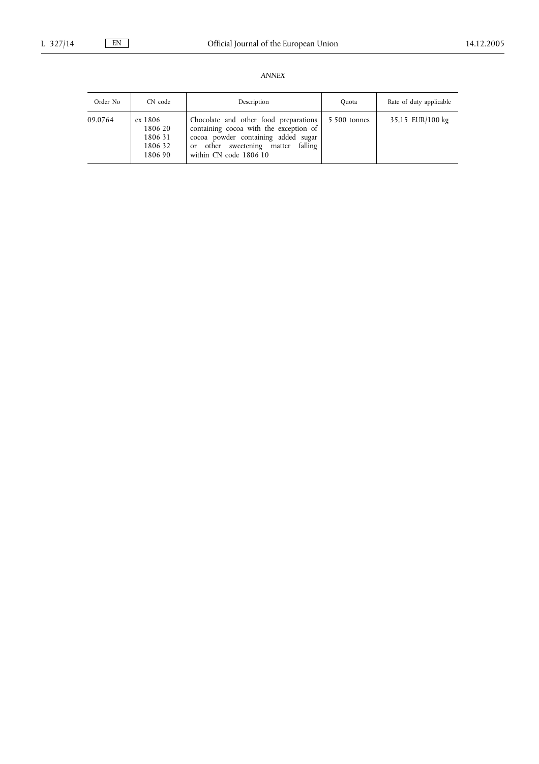*ANNEX*

| Order No | CN code | Description | Quota | Rate of duty applicable |
|---|---|---|---|---|
| 09.0764 | ex 1806<br>1806 20<br>1806 31<br>1806 32<br>1806 90 | Chocolate and other food preparations containing cocoa with the exception of cocoa powder containing added sugar or other sweetening matter falling within CN code 1806 10 | 5 500 tonnes | 35,15 EUR/100 kg |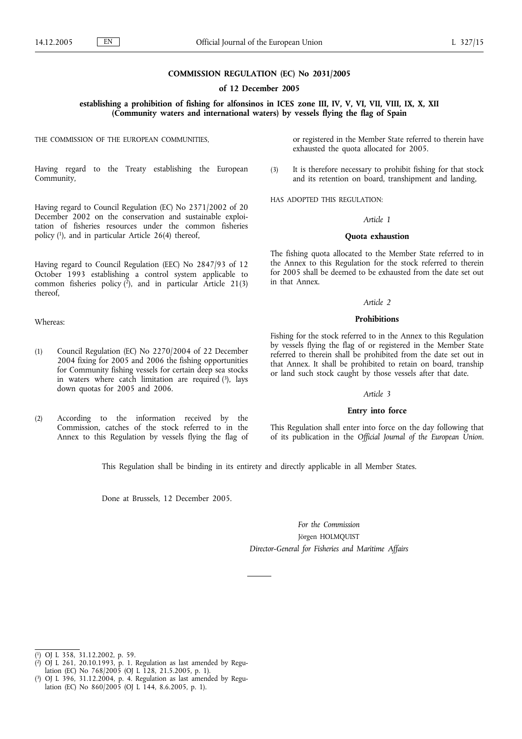**COMMISSION REGULATION (EC) No 2031/2005**

**of 12 December 2005**

**establishing a prohibition of fishing for alfonsinos in ICES zone III, IV, V, VI, VII, VIII, IX, X, XII (Community waters and international waters) by vessels flying the flag of Spain**

THE COMMISSION OF THE EUROPEAN COMMUNITIES,

Having regard to the Treaty establishing the European Community,

Having regard to Council Regulation (EC) No 2371/2002 of 20 December 2002 on the conservation and sustainable exploitation of fisheries resources under the common fisheries policy ([1]), and in particular Article 26(4) thereof,

Having regard to Council Regulation (EEC) No 2847/93 of 12 October 1993 establishing a control system applicable to common fisheries policy ([2]), and in particular Article 21(3) thereof,

Whereas:

(1) Council Regulation (EC) No 2270/2004 of 22 December 2004 fixing for 2005 and 2006 the fishing opportunities for Community fishing vessels for certain deep sea stocks in waters where catch limitation are required ([3]), lays down quotas for 2005 and 2006.

(2) According to the information received by the Commission, catches of the stock referred to in the Annex to this Regulation by vessels flying the flag of or registered in the Member State referred to therein have exhausted the quota allocated for 2005.

(3) It is therefore necessary to prohibit fishing for that stock and its retention on board, transhipment and landing,

HAS ADOPTED THIS REGULATION:

*Article 1*

**Quota exhaustion**

The fishing quota allocated to the Member State referred to in the Annex to this Regulation for the stock referred to therein for 2005 shall be deemed to be exhausted from the date set out in that Annex.

*Article 2*

**Prohibitions**

Fishing for the stock referred to in the Annex to this Regulation by vessels flying the flag of or registered in the Member State referred to therein shall be prohibited from the date set out in that Annex. It shall be prohibited to retain on board, tranship or land such stock caught by those vessels after that date.

*Article 3*

**Entry into force**

This Regulation shall enter into force on the day following that of its publication in the *Official Journal of the European Union*.

This Regulation shall be binding in its entirety and directly applicable in all Member States.

Done at Brussels, 12 December 2005.

*For the Commission*

Jörgen HOLMQUIST

*Director-General for Fisheries and Maritime Affairs*

---

([1]) OJ L 358, 31.12.2002, p. 59.

([2]) OJ L 261, 20.10.1993, p. 1. Regulation as last amended by Regulation (EC) No 768/2005 (OJ L 128, 21.5.2005, p. 1).

([3]) OJ L 396, 31.12.2004, p. 4. Regulation as last amended by Regulation (EC) No 860/2005 (OJ L 144, 8.6.2005, p. 1).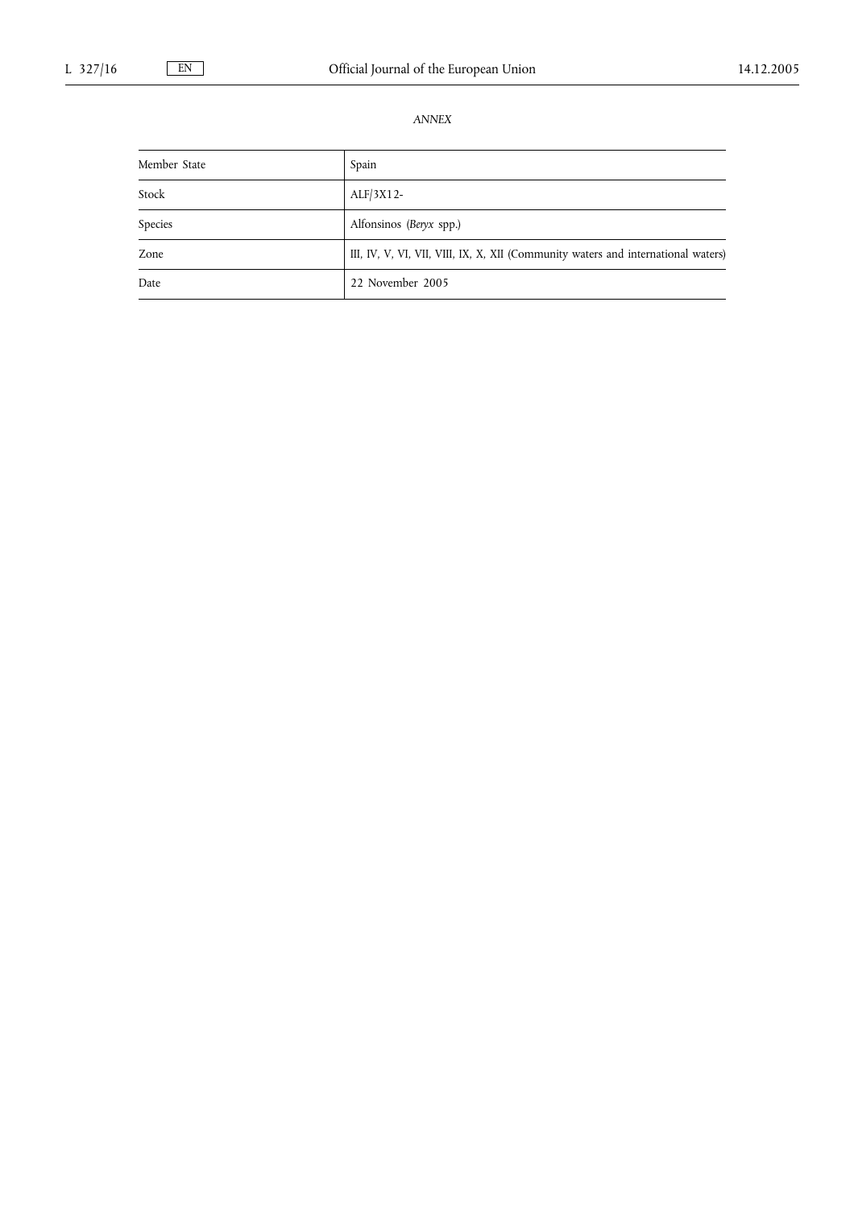*ANNEX*

| Member State | Spain |
|---|---|
| Stock | ALF/3X12- |
| Species | Alfonsinos (*Beryx* spp.) |
| Zone | III, IV, V, VI, VII, VIII, IX, X, XII (Community waters and international waters) |
| Date | 22 November 2005 |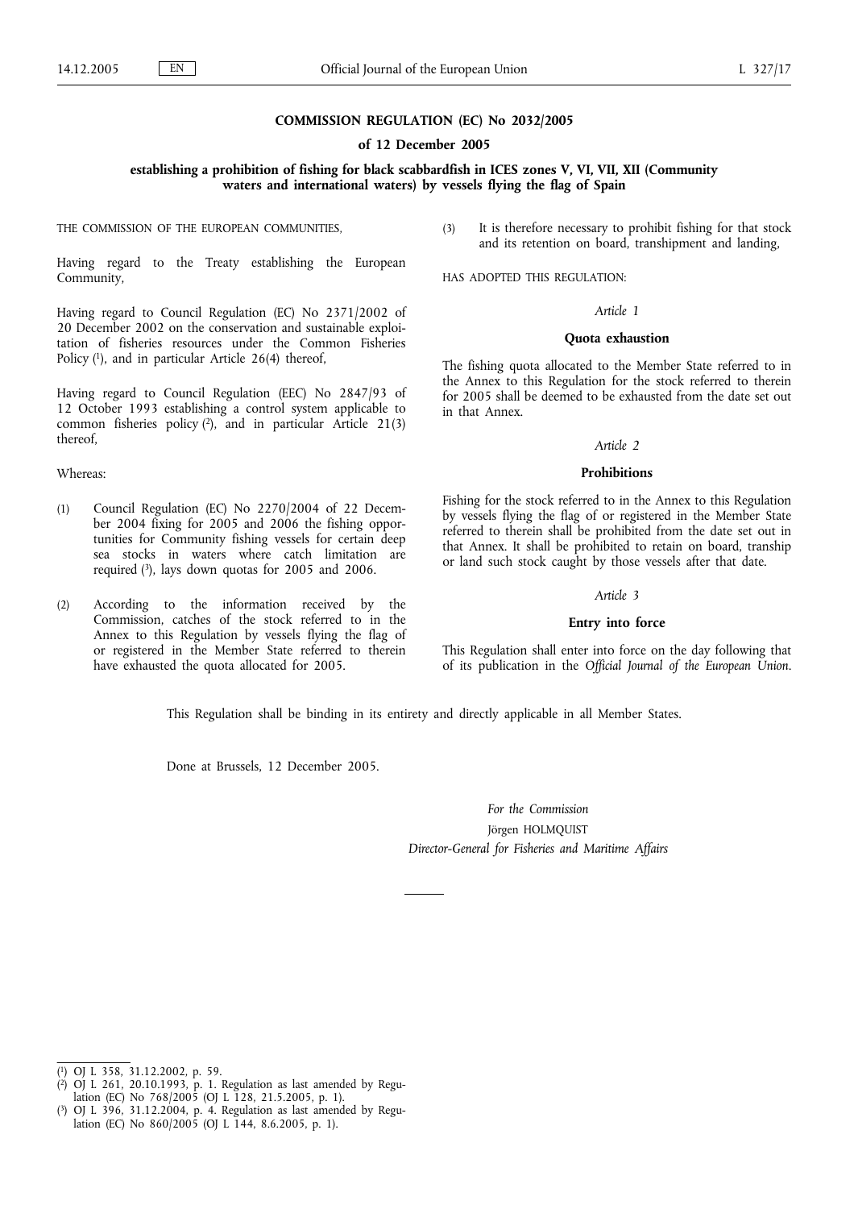**COMMISSION REGULATION (EC) No 2032/2005**

**of 12 December 2005**

**establishing a prohibition of fishing for black scabbardfish in ICES zones V, VI, VII, XII (Community waters and international waters) by vessels flying the flag of Spain**

THE COMMISSION OF THE EUROPEAN COMMUNITIES,

Having regard to the Treaty establishing the European Community,

Having regard to Council Regulation (EC) No 2371/2002 of 20 December 2002 on the conservation and sustainable exploitation of fisheries resources under the Common Fisheries Policy ([1]), and in particular Article 26(4) thereof,

Having regard to Council Regulation (EEC) No 2847/93 of 12 October 1993 establishing a control system applicable to common fisheries policy ([2]), and in particular Article 21(3) thereof,

Whereas:

(1) Council Regulation (EC) No 2270/2004 of 22 December 2004 fixing for 2005 and 2006 the fishing opportunities for Community fishing vessels for certain deep sea stocks in waters where catch limitation are required ([3]), lays down quotas for 2005 and 2006.

(2) According to the information received by the Commission, catches of the stock referred to in the Annex to this Regulation by vessels flying the flag of or registered in the Member State referred to therein have exhausted the quota allocated for 2005.

(3) It is therefore necessary to prohibit fishing for that stock and its retention on board, transhipment and landing,

HAS ADOPTED THIS REGULATION:

*Article 1*

**Quota exhaustion**

The fishing quota allocated to the Member State referred to in the Annex to this Regulation for the stock referred to therein for 2005 shall be deemed to be exhausted from the date set out in that Annex.

*Article 2*

**Prohibitions**

Fishing for the stock referred to in the Annex to this Regulation by vessels flying the flag of or registered in the Member State referred to therein shall be prohibited from the date set out in that Annex. It shall be prohibited to retain on board, tranship or land such stock caught by those vessels after that date.

*Article 3*

**Entry into force**

This Regulation shall enter into force on the day following that of its publication in the *Official Journal of the European Union*.

This Regulation shall be binding in its entirety and directly applicable in all Member States.

Done at Brussels, 12 December 2005.

*For the Commission*

Jörgen HOLMQUIST

*Director-General for Fisheries and Maritime Affairs*

---

([1]) OJ L 358, 31.12.2002, p. 59.

([2]) OJ L 261, 20.10.1993, p. 1. Regulation as last amended by Regulation (EC) No 768/2005 (OJ L 128, 21.5.2005, p. 1).

([3]) OJ L 396, 31.12.2004, p. 4. Regulation as last amended by Regulation (EC) No 860/2005 (OJ L 144, 8.6.2005, p. 1).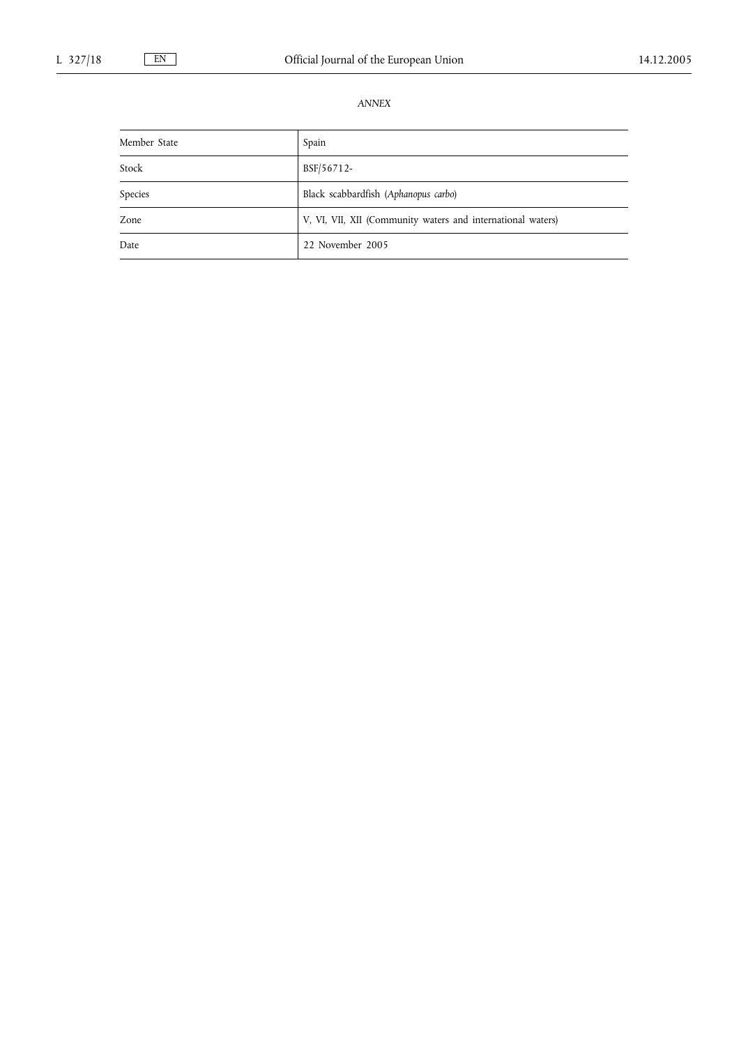*ANNEX*

| Member State | Spain |
|---|---|
| Stock | BSF/56712- |
| Species | Black scabbardfish (*Aphanopus carbo*) |
| Zone | V, VI, VII, XII (Community waters and international waters) |
| Date | 22 November 2005 |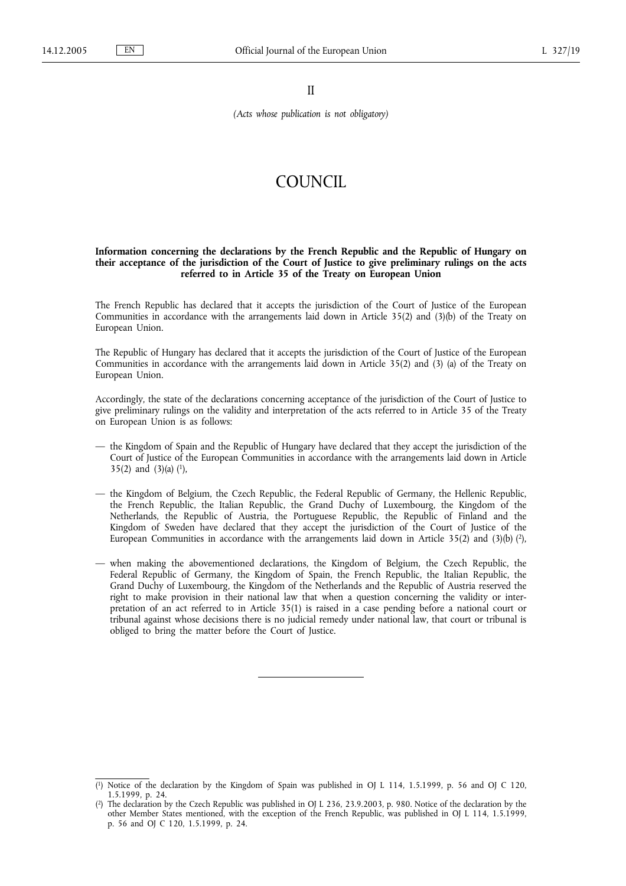II

*(Acts whose publication is not obligatory)*

# COUNCIL

**Information concerning the declarations by the French Republic and the Republic of Hungary on their acceptance of the jurisdiction of the Court of Justice to give preliminary rulings on the acts referred to in Article 35 of the Treaty on European Union**

The French Republic has declared that it accepts the jurisdiction of the Court of Justice of the European Communities in accordance with the arrangements laid down in Article 35(2) and (3)(b) of the Treaty on European Union.

The Republic of Hungary has declared that it accepts the jurisdiction of the Court of Justice of the European Communities in accordance with the arrangements laid down in Article 35(2) and (3) (a) of the Treaty on European Union.

Accordingly, the state of the declarations concerning acceptance of the jurisdiction of the Court of Justice to give preliminary rulings on the validity and interpretation of the acts referred to in Article 35 of the Treaty on European Union is as follows:

— the Kingdom of Spain and the Republic of Hungary have declared that they accept the jurisdiction of the Court of Justice of the European Communities in accordance with the arrangements laid down in Article 35(2) and (3)(a) [1],

— the Kingdom of Belgium, the Czech Republic, the Federal Republic of Germany, the Hellenic Republic, the French Republic, the Italian Republic, the Grand Duchy of Luxembourg, the Kingdom of the Netherlands, the Republic of Austria, the Portuguese Republic, the Republic of Finland and the Kingdom of Sweden have declared that they accept the jurisdiction of the Court of Justice of the European Communities in accordance with the arrangements laid down in Article 35(2) and (3)(b) [2],

— when making the abovementioned declarations, the Kingdom of Belgium, the Czech Republic, the Federal Republic of Germany, the Kingdom of Spain, the French Republic, the Italian Republic, the Grand Duchy of Luxembourg, the Kingdom of the Netherlands and the Republic of Austria reserved the right to make provision in their national law that when a question concerning the validity or interpretation of an act referred to in Article 35(1) is raised in a case pending before a national court or tribunal against whose decisions there is no judicial remedy under national law, that court or tribunal is obliged to bring the matter before the Court of Justice.

---

[1] Notice of the declaration by the Kingdom of Spain was published in OJ L 114, 1.5.1999, p. 56 and OJ C 120, 1.5.1999, p. 24.

[2] The declaration by the Czech Republic was published in OJ L 236, 23.9.2003, p. 980. Notice of the declaration by the other Member States mentioned, with the exception of the French Republic, was published in OJ L 114, 1.5.1999, p. 56 and OJ C 120, 1.5.1999, p. 24.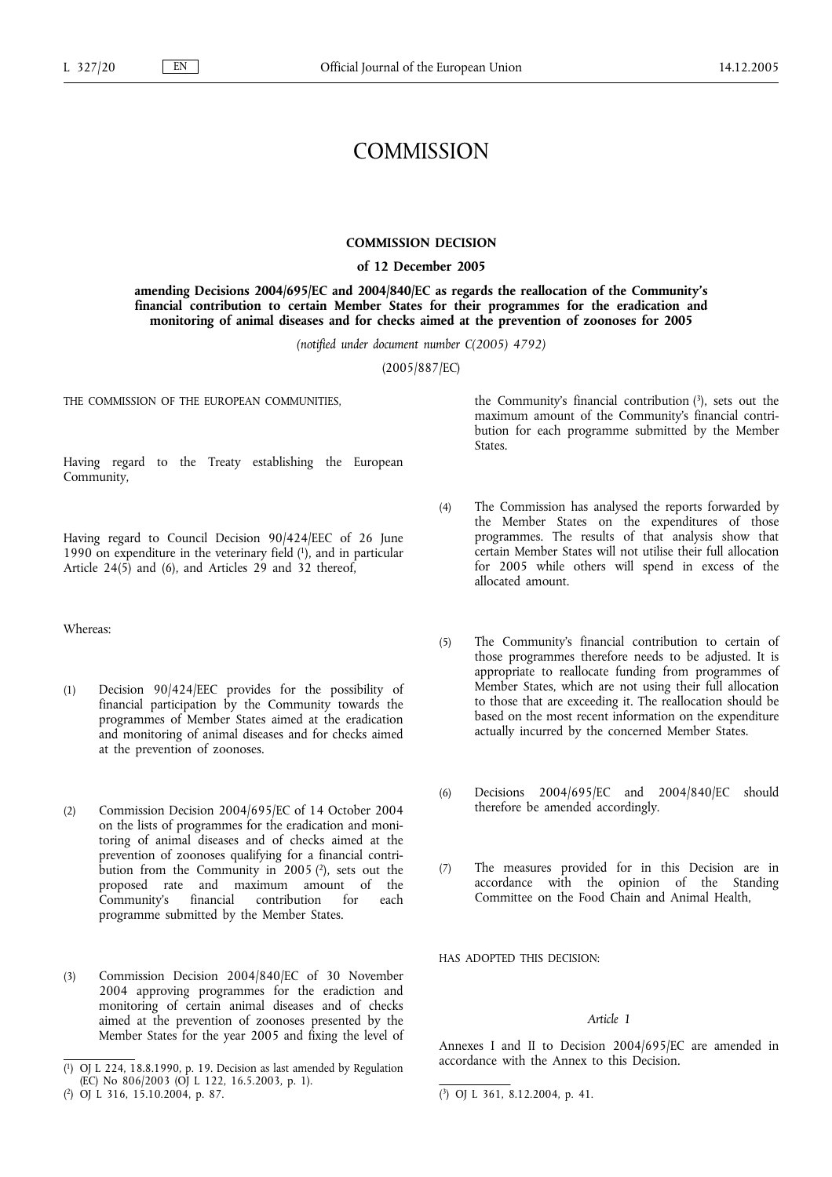# COMMISSION

## COMMISSION DECISION

### of 12 December 2005

### amending Decisions 2004/695/EC and 2004/840/EC as regards the reallocation of the Community's financial contribution to certain Member States for their programmes for the eradication and monitoring of animal diseases and for checks aimed at the prevention of zoonoses for 2005

*(notified under document number C(2005) 4792)*

(2005/887/EC)

THE COMMISSION OF THE EUROPEAN COMMUNITIES,

Having regard to the Treaty establishing the European Community,

Having regard to Council Decision 90/424/EEC of 26 June 1990 on expenditure in the veterinary field [1], and in particular Article 24(5) and (6), and Articles 29 and 32 thereof,

Whereas:

(1) Decision 90/424/EEC provides for the possibility of financial participation by the Community towards the programmes of Member States aimed at the eradication and monitoring of animal diseases and for checks aimed at the prevention of zoonoses.

(2) Commission Decision 2004/695/EC of 14 October 2004 on the lists of programmes for the eradication and monitoring of animal diseases and of checks aimed at the prevention of zoonoses qualifying for a financial contribution from the Community in 2005 [2], sets out the proposed rate and maximum amount of the Community's financial contribution for each programme submitted by the Member States.

(3) Commission Decision 2004/840/EC of 30 November 2004 approving programmes for the eradiction and monitoring of certain animal diseases and of checks aimed at the prevention of zoonoses presented by the Member States for the year 2005 and fixing the level of the Community's financial contribution [3], sets out the maximum amount of the Community's financial contribution for each programme submitted by the Member States.

(4) The Commission has analysed the reports forwarded by the Member States on the expenditures of those programmes. The results of that analysis show that certain Member States will not utilise their full allocation for 2005 while others will spend in excess of the allocated amount.

(5) The Community's financial contribution to certain of those programmes therefore needs to be adjusted. It is appropriate to reallocate funding from programmes of Member States, which are not using their full allocation to those that are exceeding it. The reallocation should be based on the most recent information on the expenditure actually incurred by the concerned Member States.

(6) Decisions 2004/695/EC and 2004/840/EC should therefore be amended accordingly.

(7) The measures provided for in this Decision are in accordance with the opinion of the Standing Committee on the Food Chain and Animal Health,

HAS ADOPTED THIS DECISION:

*Article 1*

Annexes I and II to Decision 2004/695/EC are amended in accordance with the Annex to this Decision.

---

[1] OJ L 224, 18.8.1990, p. 19. Decision as last amended by Regulation (EC) No 806/2003 (OJ L 122, 16.5.2003, p. 1).

[2] OJ L 316, 15.10.2004, p. 87.

[3] OJ L 361, 8.12.2004, p. 41.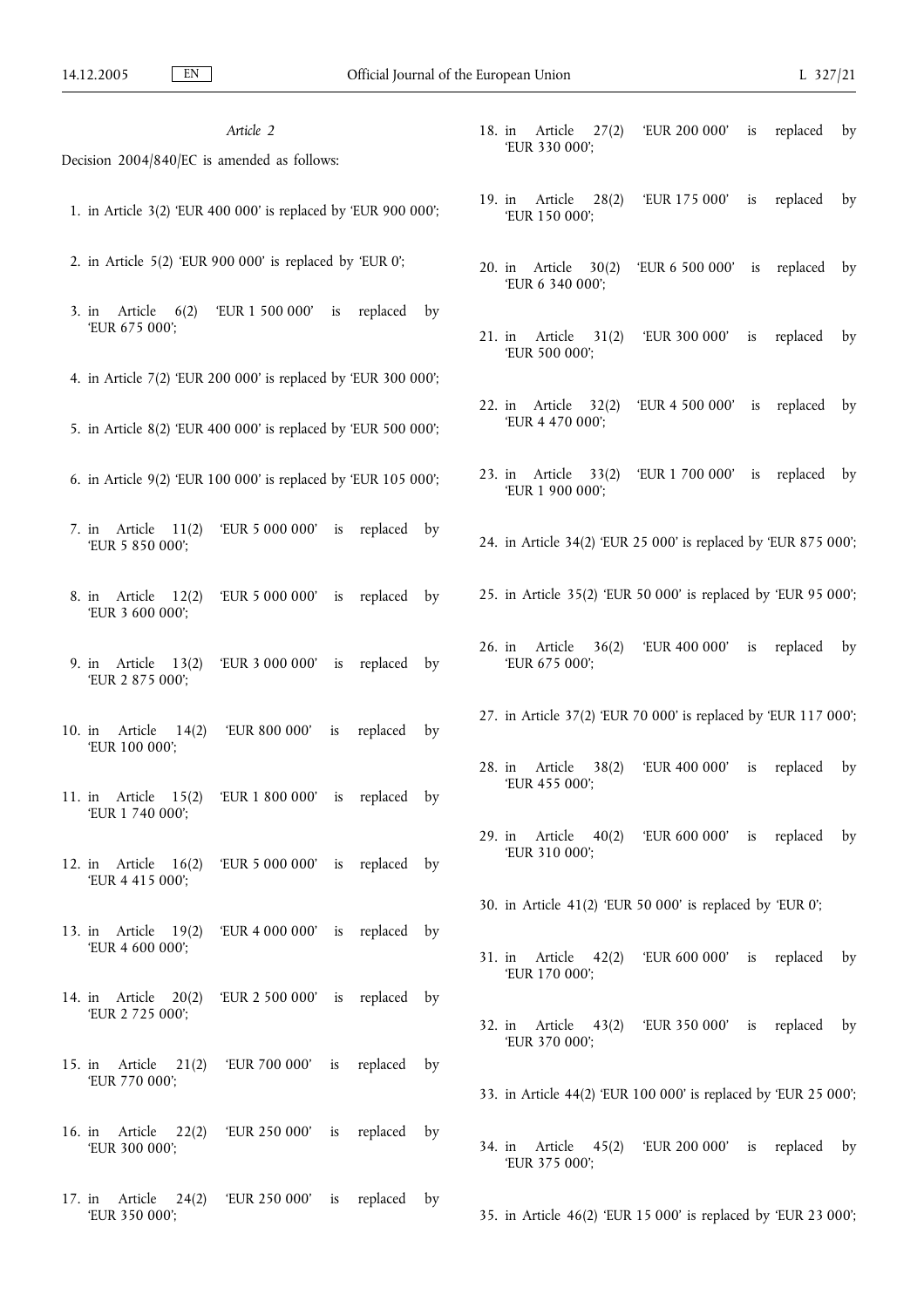*Article 2*

Decision 2004/840/EC is amended as follows:

1. in Article 3(2) 'EUR 400 000' is replaced by 'EUR 900 000';
2. in Article 5(2) 'EUR 900 000' is replaced by 'EUR 0';
3. in Article 6(2) 'EUR 1 500 000' is replaced by 'EUR 675 000';
4. in Article 7(2) 'EUR 200 000' is replaced by 'EUR 300 000';
5. in Article 8(2) 'EUR 400 000' is replaced by 'EUR 500 000';
6. in Article 9(2) 'EUR 100 000' is replaced by 'EUR 105 000';
7. in Article 11(2) 'EUR 5 000 000' is replaced by 'EUR 5 850 000';
8. in Article 12(2) 'EUR 5 000 000' is replaced by 'EUR 3 600 000';
9. in Article 13(2) 'EUR 3 000 000' is replaced by 'EUR 2 875 000';
10. in Article 14(2) 'EUR 800 000' is replaced by 'EUR 100 000';
11. in Article 15(2) 'EUR 1 800 000' is replaced by 'EUR 1 740 000';
12. in Article 16(2) 'EUR 5 000 000' is replaced by 'EUR 4 415 000';
13. in Article 19(2) 'EUR 4 000 000' is replaced by 'EUR 4 600 000';
14. in Article 20(2) 'EUR 2 500 000' is replaced by 'EUR 2 725 000';
15. in Article 21(2) 'EUR 700 000' is replaced by 'EUR 770 000';
16. in Article 22(2) 'EUR 250 000' is replaced by 'EUR 300 000';
17. in Article 24(2) 'EUR 250 000' is replaced by 'EUR 350 000';
18. in Article 27(2) 'EUR 200 000' is replaced by 'EUR 330 000';
19. in Article 28(2) 'EUR 175 000' is replaced by 'EUR 150 000';
20. in Article 30(2) 'EUR 6 500 000' is replaced by 'EUR 6 340 000';
21. in Article 31(2) 'EUR 300 000' is replaced by 'EUR 500 000';
22. in Article 32(2) 'EUR 4 500 000' is replaced by 'EUR 4 470 000';
23. in Article 33(2) 'EUR 1 700 000' is replaced by 'EUR 1 900 000';
24. in Article 34(2) 'EUR 25 000' is replaced by 'EUR 875 000';
25. in Article 35(2) 'EUR 50 000' is replaced by 'EUR 95 000';
26. in Article 36(2) 'EUR 400 000' is replaced by 'EUR 675 000';
27. in Article 37(2) 'EUR 70 000' is replaced by 'EUR 117 000';
28. in Article 38(2) 'EUR 400 000' is replaced by 'EUR 455 000';
29. in Article 40(2) 'EUR 600 000' is replaced by 'EUR 310 000';
30. in Article 41(2) 'EUR 50 000' is replaced by 'EUR 0';
31. in Article 42(2) 'EUR 600 000' is replaced by 'EUR 170 000';
32. in Article 43(2) 'EUR 350 000' is replaced by 'EUR 370 000';
33. in Article 44(2) 'EUR 100 000' is replaced by 'EUR 25 000';
34. in Article 45(2) 'EUR 200 000' is replaced by 'EUR 375 000';
35. in Article 46(2) 'EUR 15 000' is replaced by 'EUR 23 000';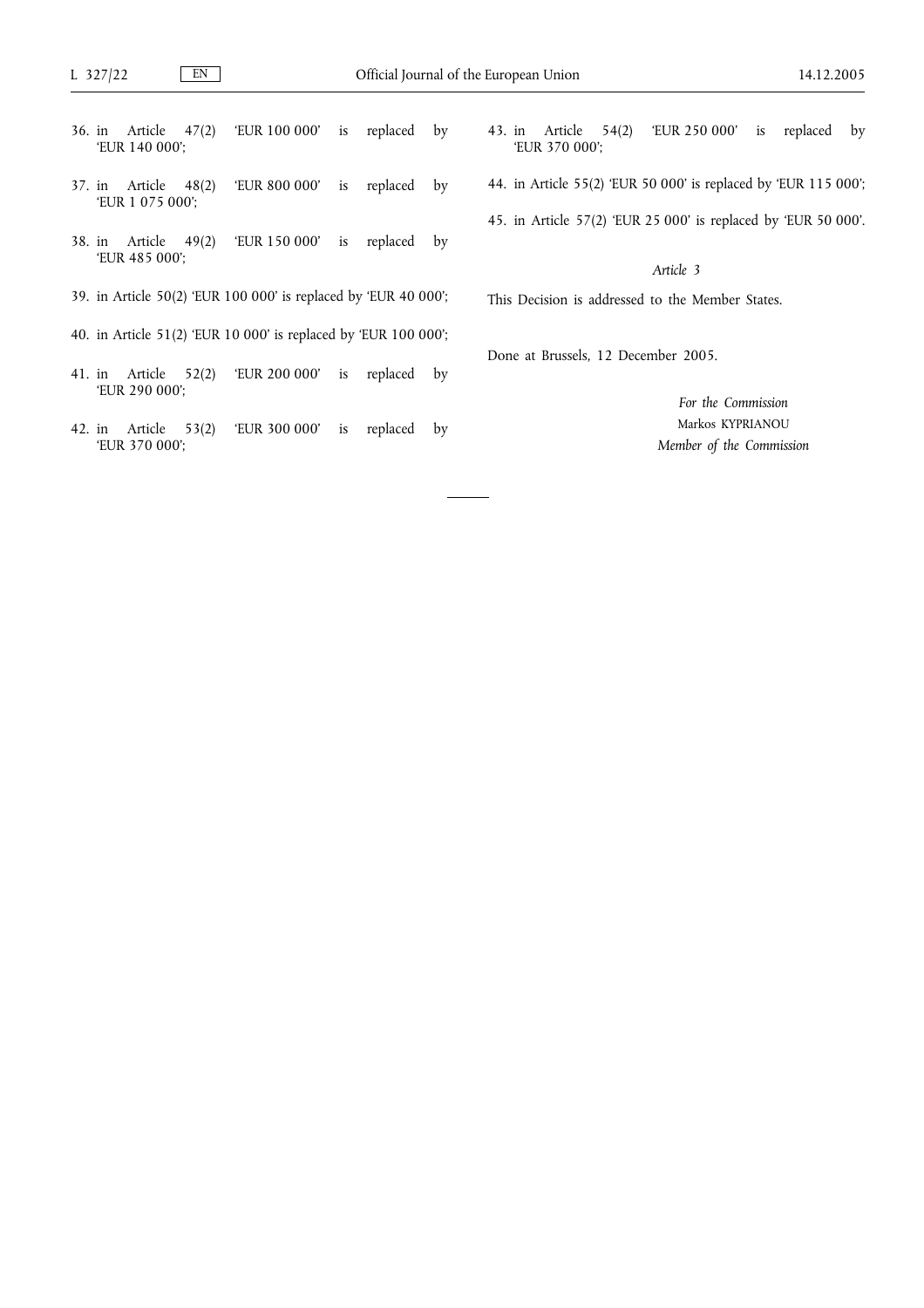36. in Article 47(2) 'EUR 100 000' is replaced by 'EUR 140 000';

37. in Article 48(2) 'EUR 800 000' is replaced by 'EUR 1 075 000';

38. in Article 49(2) 'EUR 150 000' is replaced by 'EUR 485 000';

39. in Article 50(2) 'EUR 100 000' is replaced by 'EUR 40 000';

40. in Article 51(2) 'EUR 10 000' is replaced by 'EUR 100 000';

41. in Article 52(2) 'EUR 200 000' is replaced by 'EUR 290 000';

42. in Article 53(2) 'EUR 300 000' is replaced by 'EUR 370 000';

43. in Article 54(2) 'EUR 250 000' is replaced by 'EUR 370 000';

44. in Article 55(2) 'EUR 50 000' is replaced by 'EUR 115 000';

45. in Article 57(2) 'EUR 25 000' is replaced by 'EUR 50 000'.

*Article 3*

This Decision is addressed to the Member States.

Done at Brussels, 12 December 2005.

*For the Commission*

Markos KYPRIANOU

*Member of the Commission*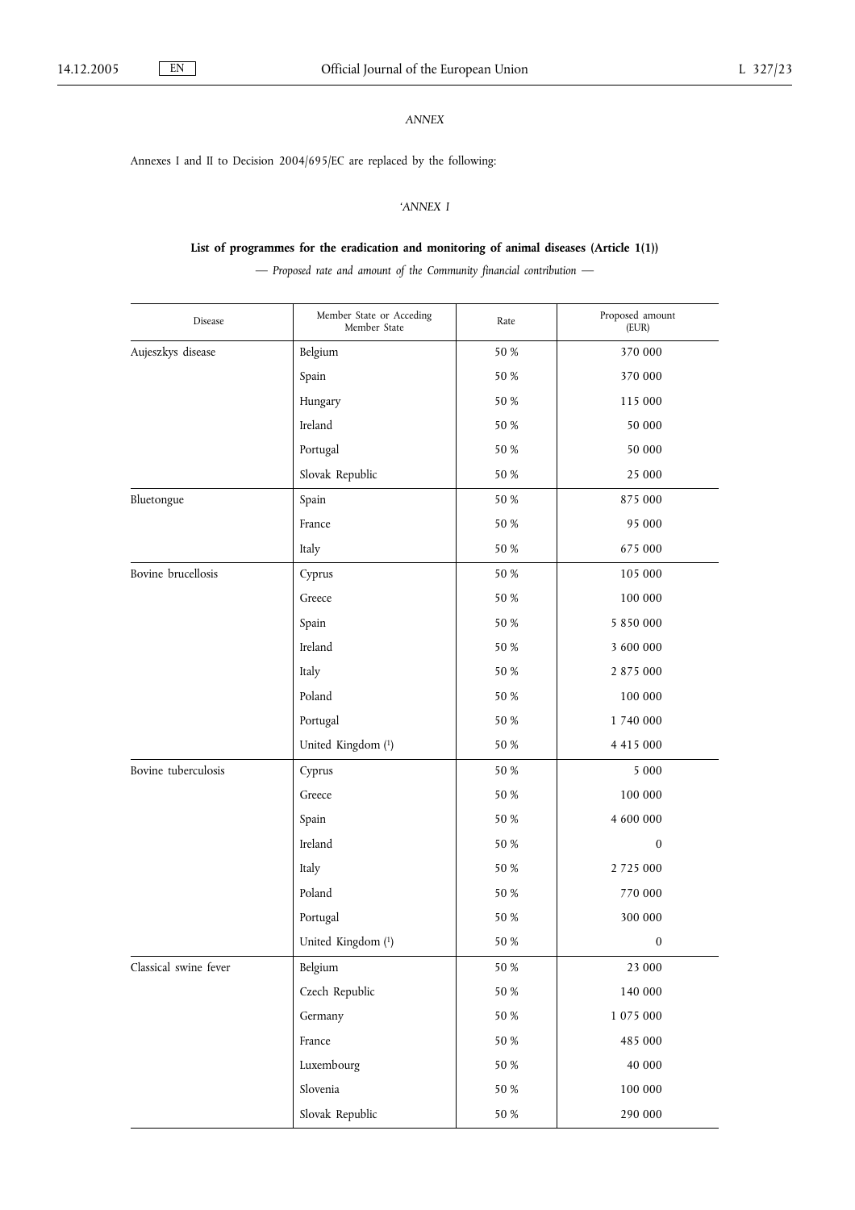*ANNEX*

Annexes I and II to Decision 2004/695/EC are replaced by the following:

*'ANNEX I*

**List of programmes for the eradication and monitoring of animal diseases (Article 1(1))**

*— Proposed rate and amount of the Community financial contribution —*

| Disease | Member State or Acceding Member State | Rate | Proposed amount (EUR) |
|---|---|---|---|
| Aujeszkys disease | Belgium | 50 % | 370 000 |
| | Spain | 50 % | 370 000 |
| | Hungary | 50 % | 115 000 |
| | Ireland | 50 % | 50 000 |
| | Portugal | 50 % | 50 000 |
| | Slovak Republic | 50 % | 25 000 |
| Bluetongue | Spain | 50 % | 875 000 |
| | France | 50 % | 95 000 |
| | Italy | 50 % | 675 000 |
| Bovine brucellosis | Cyprus | 50 % | 105 000 |
| | Greece | 50 % | 100 000 |
| | Spain | 50 % | 5 850 000 |
| | Ireland | 50 % | 3 600 000 |
| | Italy | 50 % | 2 875 000 |
| | Poland | 50 % | 100 000 |
| | Portugal | 50 % | 1 740 000 |
| | United Kingdom [1] | 50 % | 4 415 000 |
| Bovine tuberculosis | Cyprus | 50 % | 5 000 |
| | Greece | 50 % | 100 000 |
| | Spain | 50 % | 4 600 000 |
| | Ireland | 50 % | 0 |
| | Italy | 50 % | 2 725 000 |
| | Poland | 50 % | 770 000 |
| | Portugal | 50 % | 300 000 |
| | United Kingdom [1] | 50 % | 0 |
| Classical swine fever | Belgium | 50 % | 23 000 |
| | Czech Republic | 50 % | 140 000 |
| | Germany | 50 % | 1 075 000 |
| | France | 50 % | 485 000 |
| | Luxembourg | 50 % | 40 000 |
| | Slovenia | 50 % | 100 000 |
| | Slovak Republic | 50 % | 290 000 |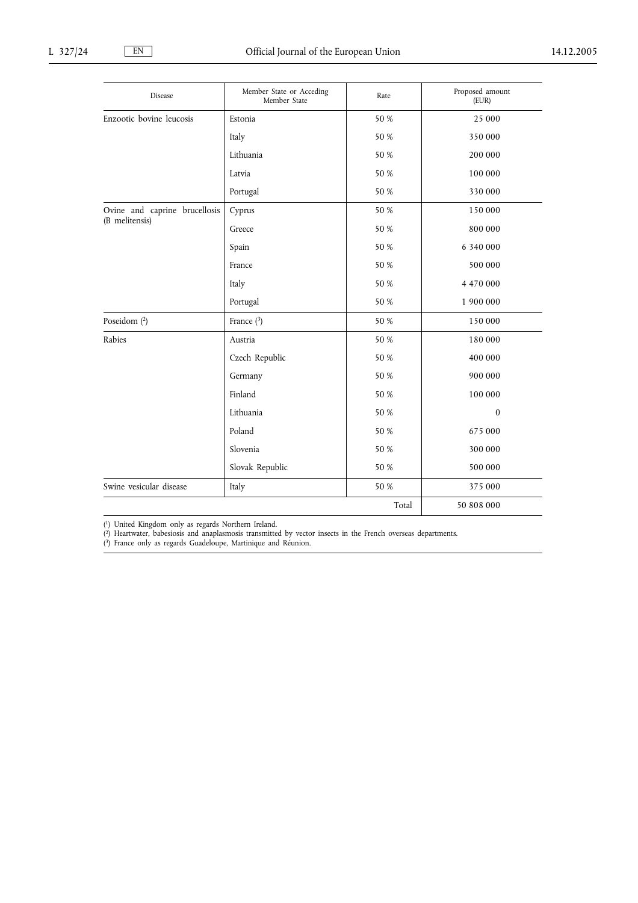| Disease | Member State or Acceding Member State | Rate | Proposed amount (EUR) |
|---|---|---|---|
| Enzootic bovine leucosis | Estonia | 50 % | 25 000 |
| | Italy | 50 % | 350 000 |
| | Lithuania | 50 % | 200 000 |
| | Latvia | 50 % | 100 000 |
| | Portugal | 50 % | 330 000 |
| Ovine and caprine brucellosis (B melitensis) | Cyprus | 50 % | 150 000 |
| | Greece | 50 % | 800 000 |
| | Spain | 50 % | 6 340 000 |
| | France | 50 % | 500 000 |
| | Italy | 50 % | 4 470 000 |
| | Portugal | 50 % | 1 900 000 |
| Poseidom [2] | France [3] | 50 % | 150 000 |
| Rabies | Austria | 50 % | 180 000 |
| | Czech Republic | 50 % | 400 000 |
| | Germany | 50 % | 900 000 |
| | Finland | 50 % | 100 000 |
| | Lithuania | 50 % | 0 |
| | Poland | 50 % | 675 000 |
| | Slovenia | 50 % | 300 000 |
| | Slovak Republic | 50 % | 500 000 |
| Swine vesicular disease | Italy | 50 % | 375 000 |
| | | Total | 50 808 000 |

[1] United Kingdom only as regards Northern Ireland.

[2] Heartwater, babesiosis and anaplasmosis transmitted by vector insects in the French overseas departments.

[3] France only as regards Guadeloupe, Martinique and Réunion.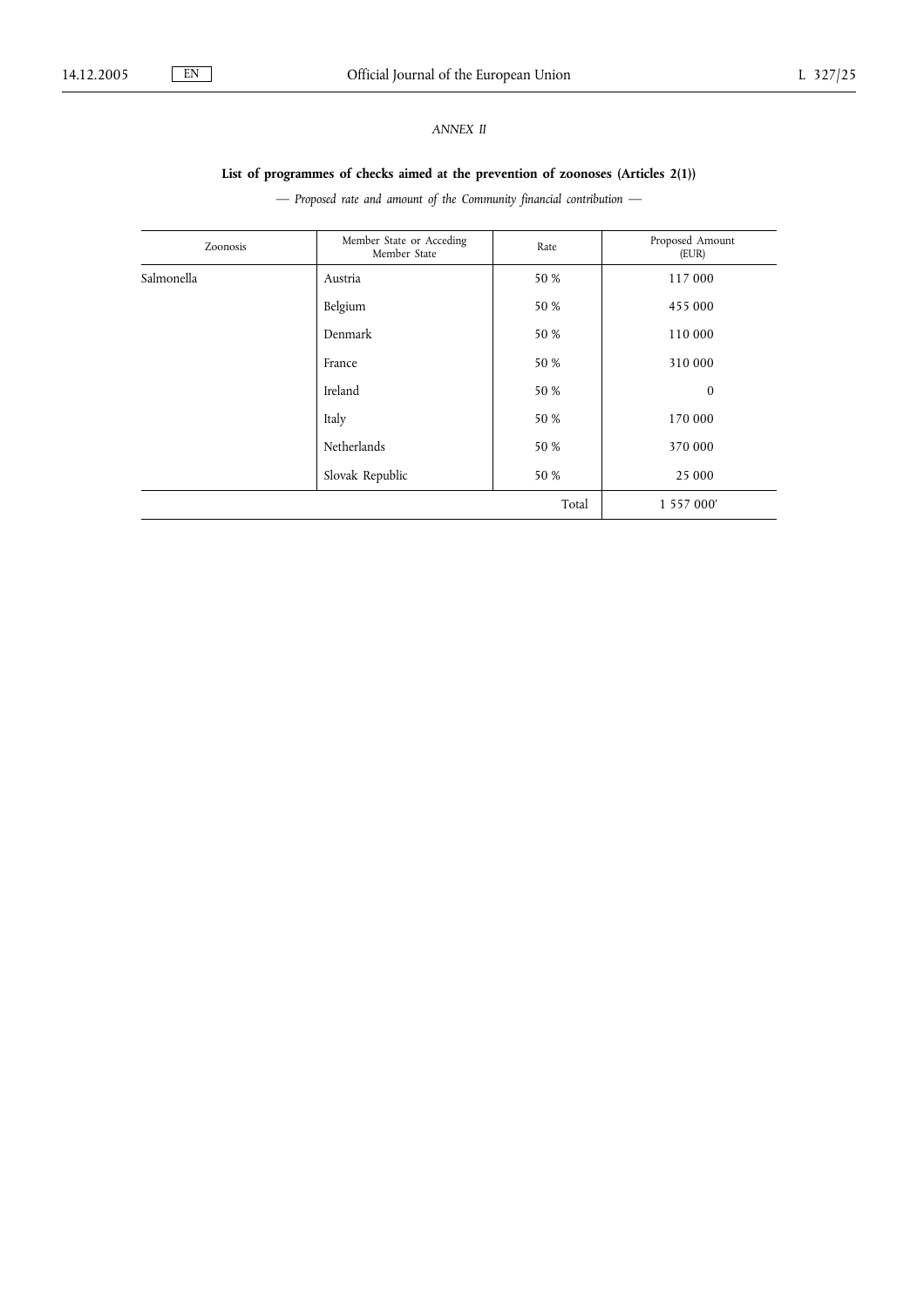*ANNEX II*

## List of programmes of checks aimed at the prevention of zoonoses (Articles 2(1))

*— Proposed rate and amount of the Community financial contribution —*

| Zoonosis | Member State or Acceding Member State | Rate | Proposed Amount (EUR) |
|---|---|---|---|
| Salmonella | Austria | 50 % | 117 000 |
| | Belgium | 50 % | 455 000 |
| | Denmark | 50 % | 110 000 |
| | France | 50 % | 310 000 |
| | Ireland | 50 % | 0 |
| | Italy | 50 % | 170 000 |
| | Netherlands | 50 % | 370 000 |
| | Slovak Republic | 50 % | 25 000 |
| | | Total | 1 557 000' |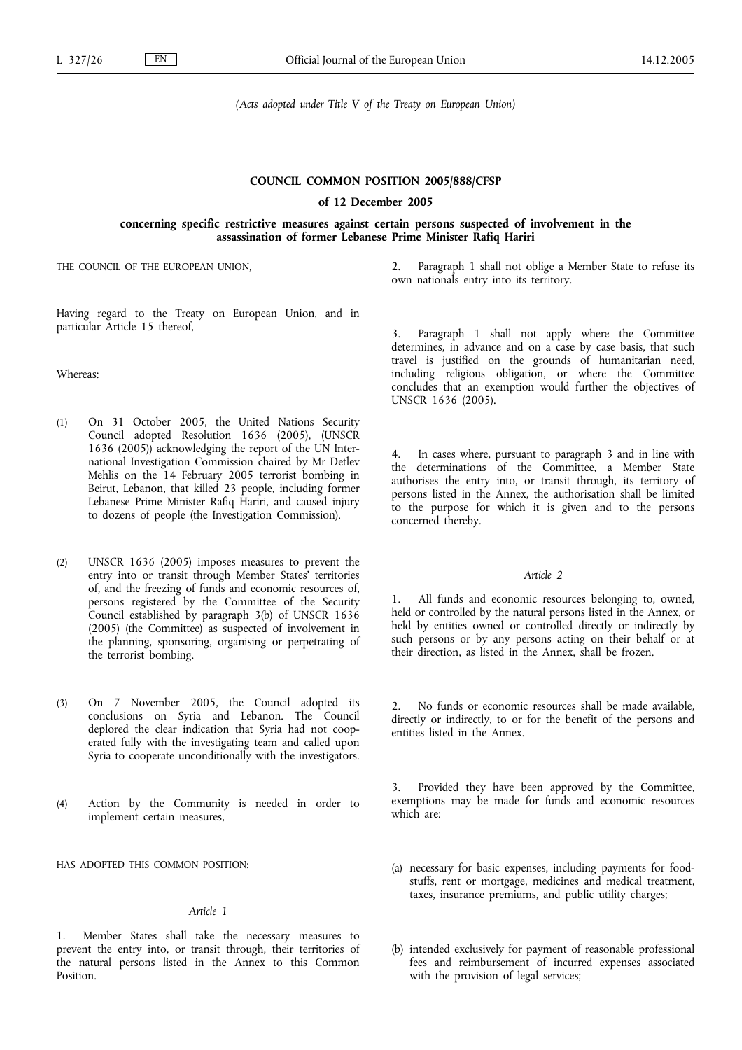*(Acts adopted under Title V of the Treaty on European Union)*

**COUNCIL COMMON POSITION 2005/888/CFSP**

**of 12 December 2005**

**concerning specific restrictive measures against certain persons suspected of involvement in the assassination of former Lebanese Prime Minister Rafiq Hariri**

THE COUNCIL OF THE EUROPEAN UNION,

Having regard to the Treaty on European Union, and in particular Article 15 thereof,

Whereas:

(1) On 31 October 2005, the United Nations Security Council adopted Resolution 1636 (2005), (UNSCR 1636 (2005)) acknowledging the report of the UN International Investigation Commission chaired by Mr Detlev Mehlis on the 14 February 2005 terrorist bombing in Beirut, Lebanon, that killed 23 people, including former Lebanese Prime Minister Rafiq Hariri, and caused injury to dozens of people (the Investigation Commission).

(2) UNSCR 1636 (2005) imposes measures to prevent the entry into or transit through Member States' territories of, and the freezing of funds and economic resources of, persons registered by the Committee of the Security Council established by paragraph 3(b) of UNSCR 1636 (2005) (the Committee) as suspected of involvement in the planning, sponsoring, organising or perpetrating of the terrorist bombing.

(3) On 7 November 2005, the Council adopted its conclusions on Syria and Lebanon. The Council deplored the clear indication that Syria had not cooperated fully with the investigating team and called upon Syria to cooperate unconditionally with the investigators.

(4) Action by the Community is needed in order to implement certain measures,

HAS ADOPTED THIS COMMON POSITION:

*Article 1*

1. Member States shall take the necessary measures to prevent the entry into, or transit through, their territories of the natural persons listed in the Annex to this Common Position.

2. Paragraph 1 shall not oblige a Member State to refuse its own nationals entry into its territory.

3. Paragraph 1 shall not apply where the Committee determines, in advance and on a case by case basis, that such travel is justified on the grounds of humanitarian need, including religious obligation, or where the Committee concludes that an exemption would further the objectives of UNSCR 1636 (2005).

4. In cases where, pursuant to paragraph 3 and in line with the determinations of the Committee, a Member State authorises the entry into, or transit through, its territory of persons listed in the Annex, the authorisation shall be limited to the purpose for which it is given and to the persons concerned thereby.

*Article 2*

1. All funds and economic resources belonging to, owned, held or controlled by the natural persons listed in the Annex, or held by entities owned or controlled directly or indirectly by such persons or by any persons acting on their behalf or at their direction, as listed in the Annex, shall be frozen.

2. No funds or economic resources shall be made available, directly or indirectly, to or for the benefit of the persons and entities listed in the Annex.

3. Provided they have been approved by the Committee, exemptions may be made for funds and economic resources which are:

(a) necessary for basic expenses, including payments for foodstuffs, rent or mortgage, medicines and medical treatment, taxes, insurance premiums, and public utility charges;

(b) intended exclusively for payment of reasonable professional fees and reimbursement of incurred expenses associated with the provision of legal services;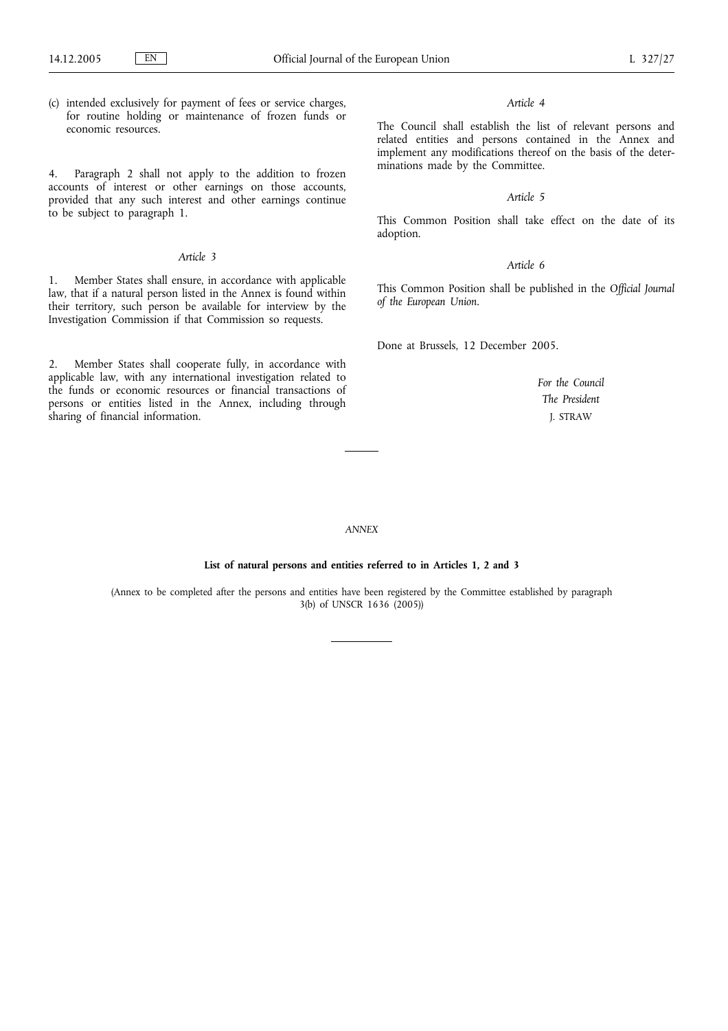(c) intended exclusively for payment of fees or service charges, for routine holding or maintenance of frozen funds or economic resources.

4. Paragraph 2 shall not apply to the addition to frozen accounts of interest or other earnings on those accounts, provided that any such interest and other earnings continue to be subject to paragraph 1.

*Article 3*

1. Member States shall ensure, in accordance with applicable law, that if a natural person listed in the Annex is found within their territory, such person be available for interview by the Investigation Commission if that Commission so requests.

2. Member States shall cooperate fully, in accordance with applicable law, with any international investigation related to the funds or economic resources or financial transactions of persons or entities listed in the Annex, including through sharing of financial information.

*Article 4*

The Council shall establish the list of relevant persons and related entities and persons contained in the Annex and implement any modifications thereof on the basis of the determinations made by the Committee.

*Article 5*

This Common Position shall take effect on the date of its adoption.

*Article 6*

This Common Position shall be published in the *Official Journal of the European Union*.

Done at Brussels, 12 December 2005.

*For the Council*

*The President*

J. STRAW

---

*ANNEX*

**List of natural persons and entities referred to in Articles 1, 2 and 3**

(Annex to be completed after the persons and entities have been registered by the Committee established by paragraph 3(b) of UNSCR 1636 (2005))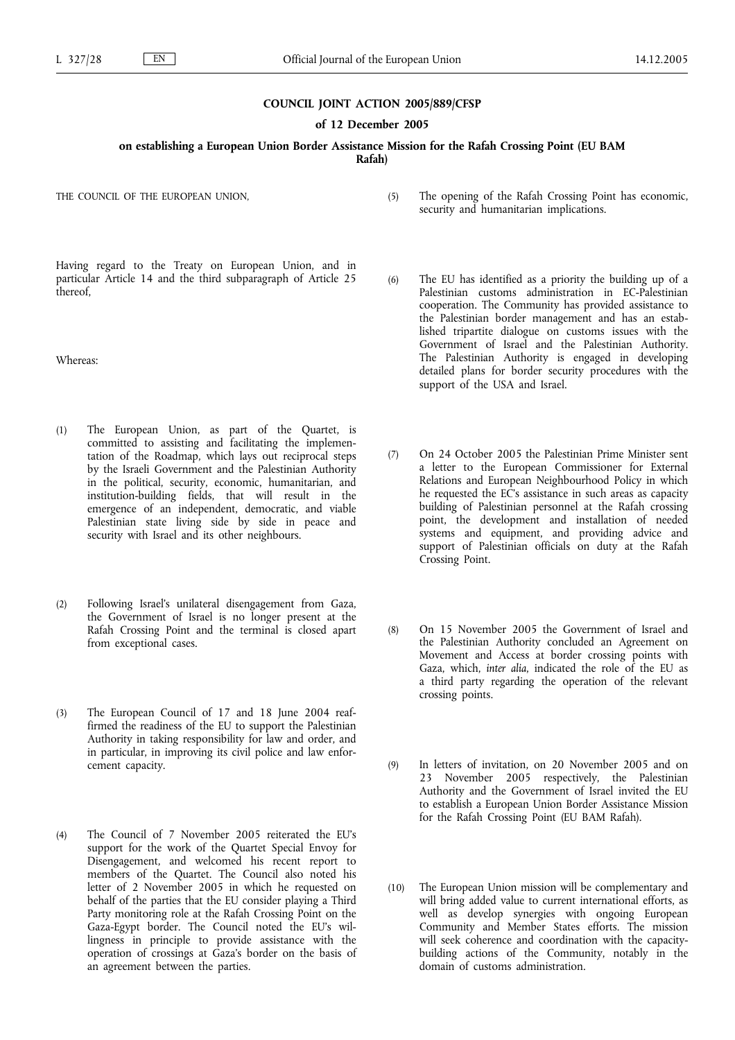**COUNCIL JOINT ACTION 2005/889/CFSP**

**of 12 December 2005**

**on establishing a European Union Border Assistance Mission for the Rafah Crossing Point (EU BAM Rafah)**

THE COUNCIL OF THE EUROPEAN UNION,

Having regard to the Treaty on European Union, and in particular Article 14 and the third subparagraph of Article 25 thereof,

Whereas:

(1) The European Union, as part of the Quartet, is committed to assisting and facilitating the implementation of the Roadmap, which lays out reciprocal steps by the Israeli Government and the Palestinian Authority in the political, security, economic, humanitarian, and institution-building fields, that will result in the emergence of an independent, democratic, and viable Palestinian state living side by side in peace and security with Israel and its other neighbours.

(2) Following Israel's unilateral disengagement from Gaza, the Government of Israel is no longer present at the Rafah Crossing Point and the terminal is closed apart from exceptional cases.

(3) The European Council of 17 and 18 June 2004 reaffirmed the readiness of the EU to support the Palestinian Authority in taking responsibility for law and order, and in particular, in improving its civil police and law enforcement capacity.

(4) The Council of 7 November 2005 reiterated the EU's support for the work of the Quartet Special Envoy for Disengagement, and welcomed his recent report to members of the Quartet. The Council also noted his letter of 2 November 2005 in which he requested on behalf of the parties that the EU consider playing a Third Party monitoring role at the Rafah Crossing Point on the Gaza-Egypt border. The Council noted the EU's willingness in principle to provide assistance with the operation of crossings at Gaza's border on the basis of an agreement between the parties.

(5) The opening of the Rafah Crossing Point has economic, security and humanitarian implications.

(6) The EU has identified as a priority the building up of a Palestinian customs administration in EC-Palestinian cooperation. The Community has provided assistance to the Palestinian border management and has an established tripartite dialogue on customs issues with the Government of Israel and the Palestinian Authority. The Palestinian Authority is engaged in developing detailed plans for border security procedures with the support of the USA and Israel.

(7) On 24 October 2005 the Palestinian Prime Minister sent a letter to the European Commissioner for External Relations and European Neighbourhood Policy in which he requested the EC's assistance in such areas as capacity building of Palestinian personnel at the Rafah crossing point, the development and installation of needed systems and equipment, and providing advice and support of Palestinian officials on duty at the Rafah Crossing Point.

(8) On 15 November 2005 the Government of Israel and the Palestinian Authority concluded an Agreement on Movement and Access at border crossing points with Gaza, which, *inter alia*, indicated the role of the EU as a third party regarding the operation of the relevant crossing points.

(9) In letters of invitation, on 20 November 2005 and on 23 November 2005 respectively, the Palestinian Authority and the Government of Israel invited the EU to establish a European Union Border Assistance Mission for the Rafah Crossing Point (EU BAM Rafah).

(10) The European Union mission will be complementary and will bring added value to current international efforts, as well as develop synergies with ongoing European Community and Member States efforts. The mission will seek coherence and coordination with the capacity-building actions of the Community, notably in the domain of customs administration.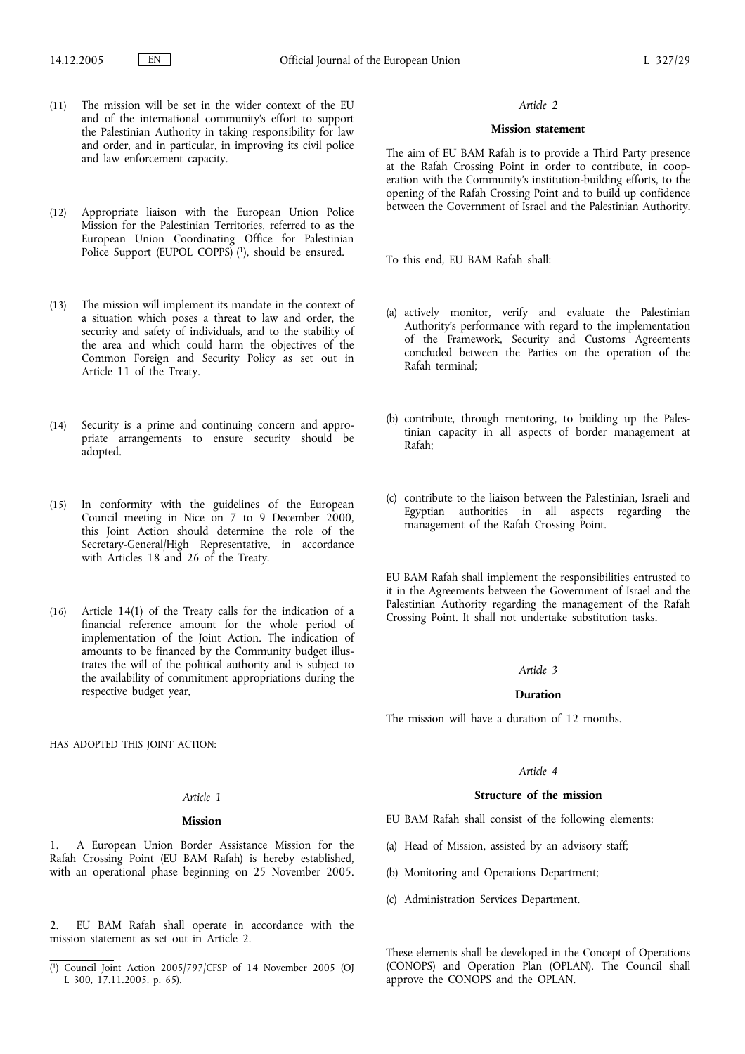(11) The mission will be set in the wider context of the EU and of the international community's effort to support the Palestinian Authority in taking responsibility for law and order, and in particular, in improving its civil police and law enforcement capacity.

(12) Appropriate liaison with the European Union Police Mission for the Palestinian Territories, referred to as the European Union Coordinating Office for Palestinian Police Support (EUPOL COPPS) [1], should be ensured.

(13) The mission will implement its mandate in the context of a situation which poses a threat to law and order, the security and safety of individuals, and to the stability of the area and which could harm the objectives of the Common Foreign and Security Policy as set out in Article 11 of the Treaty.

(14) Security is a prime and continuing concern and appropriate arrangements to ensure security should be adopted.

(15) In conformity with the guidelines of the European Council meeting in Nice on 7 to 9 December 2000, this Joint Action should determine the role of the Secretary-General/High Representative, in accordance with Articles 18 and 26 of the Treaty.

(16) Article 14(1) of the Treaty calls for the indication of a financial reference amount for the whole period of implementation of the Joint Action. The indication of amounts to be financed by the Community budget illustrates the will of the political authority and is subject to the availability of commitment appropriations during the respective budget year,

HAS ADOPTED THIS JOINT ACTION:

*Article 1*

**Mission**

1. A European Union Border Assistance Mission for the Rafah Crossing Point (EU BAM Rafah) is hereby established, with an operational phase beginning on 25 November 2005.

2. EU BAM Rafah shall operate in accordance with the mission statement as set out in Article 2.

[1] Council Joint Action 2005/797/CFSP of 14 November 2005 (OJ L 300, 17.11.2005, p. 65).

*Article 2*

**Mission statement**

The aim of EU BAM Rafah is to provide a Third Party presence at the Rafah Crossing Point in order to contribute, in cooperation with the Community's institution-building efforts, to the opening of the Rafah Crossing Point and to build up confidence between the Government of Israel and the Palestinian Authority.

To this end, EU BAM Rafah shall:

(a) actively monitor, verify and evaluate the Palestinian Authority's performance with regard to the implementation of the Framework, Security and Customs Agreements concluded between the Parties on the operation of the Rafah terminal;

(b) contribute, through mentoring, to building up the Palestinian capacity in all aspects of border management at Rafah;

(c) contribute to the liaison between the Palestinian, Israeli and Egyptian authorities in all aspects regarding the management of the Rafah Crossing Point.

EU BAM Rafah shall implement the responsibilities entrusted to it in the Agreements between the Government of Israel and the Palestinian Authority regarding the management of the Rafah Crossing Point. It shall not undertake substitution tasks.

*Article 3*

**Duration**

The mission will have a duration of 12 months.

*Article 4*

**Structure of the mission**

EU BAM Rafah shall consist of the following elements:

(a) Head of Mission, assisted by an advisory staff;

(b) Monitoring and Operations Department;

(c) Administration Services Department.

These elements shall be developed in the Concept of Operations (CONOPS) and Operation Plan (OPLAN). The Council shall approve the CONOPS and the OPLAN.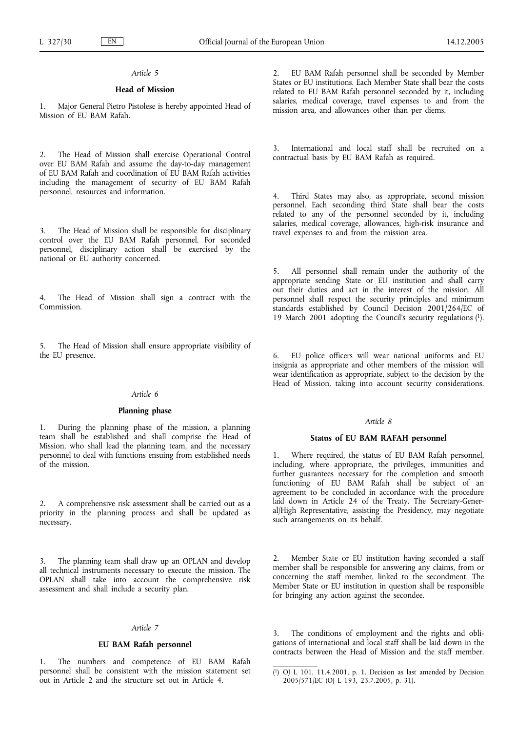*Article 5*

**Head of Mission**

1. Major General Pietro Pistolese is hereby appointed Head of Mission of EU BAM Rafah.

2. The Head of Mission shall exercise Operational Control over EU BAM Rafah and assume the day-to-day management of EU BAM Rafah and coordination of EU BAM Rafah activities including the management of security of EU BAM Rafah personnel, resources and information.

3. The Head of Mission shall be responsible for disciplinary control over the EU BAM Rafah personnel. For seconded personnel, disciplinary action shall be exercised by the national or EU authority concerned.

4. The Head of Mission shall sign a contract with the Commission.

5. The Head of Mission shall ensure appropriate visibility of the EU presence.

*Article 6*

**Planning phase**

1. During the planning phase of the mission, a planning team shall be established and shall comprise the Head of Mission, who shall lead the planning team, and the necessary personnel to deal with functions ensuing from established needs of the mission.

2. A comprehensive risk assessment shall be carried out as a priority in the planning process and shall be updated as necessary.

3. The planning team shall draw up an OPLAN and develop all technical instruments necessary to execute the mission. The OPLAN shall take into account the comprehensive risk assessment and shall include a security plan.

*Article 7*

**EU BAM Rafah personnel**

1. The numbers and competence of EU BAM Rafah personnel shall be consistent with the mission statement set out in Article 2 and the structure set out in Article 4.

2. EU BAM Rafah personnel shall be seconded by Member States or EU institutions. Each Member State shall bear the costs related to EU BAM Rafah personnel seconded by it, including salaries, medical coverage, travel expenses to and from the mission area, and allowances other than per diems.

3. International and local staff shall be recruited on a contractual basis by EU BAM Rafah as required.

4. Third States may also, as appropriate, second mission personnel. Each seconding third State shall bear the costs related to any of the personnel seconded by it, including salaries, medical coverage, allowances, high-risk insurance and travel expenses to and from the mission area.

5. All personnel shall remain under the authority of the appropriate sending State or EU institution and shall carry out their duties and act in the interest of the mission. All personnel shall respect the security principles and minimum standards established by Council Decision 2001/264/EC of 19 March 2001 adopting the Council's security regulations [1].

6. EU police officers will wear national uniforms and EU insignia as appropriate and other members of the mission will wear identification as appropriate, subject to the decision by the Head of Mission, taking into account security considerations.

*Article 8*

**Status of EU BAM RAFAH personnel**

1. Where required, the status of EU BAM Rafah personnel, including, where appropriate, the privileges, immunities and further guarantees necessary for the completion and smooth functioning of EU BAM Rafah shall be subject of an agreement to be concluded in accordance with the procedure laid down in Article 24 of the Treaty. The Secretary-General/High Representative, assisting the Presidency, may negotiate such arrangements on its behalf.

2. Member State or EU institution having seconded a staff member shall be responsible for answering any claims, from or concerning the staff member, linked to the secondment. The Member State or EU institution in question shall be responsible for bringing any action against the secondee.

3. The conditions of employment and the rights and obligations of international and local staff shall be laid down in the contracts between the Head of Mission and the staff member.

---

[1] OJ L 101, 11.4.2001, p. 1. Decision as last amended by Decision 2005/571/EC (OJ L 193, 23.7.2005, p. 31).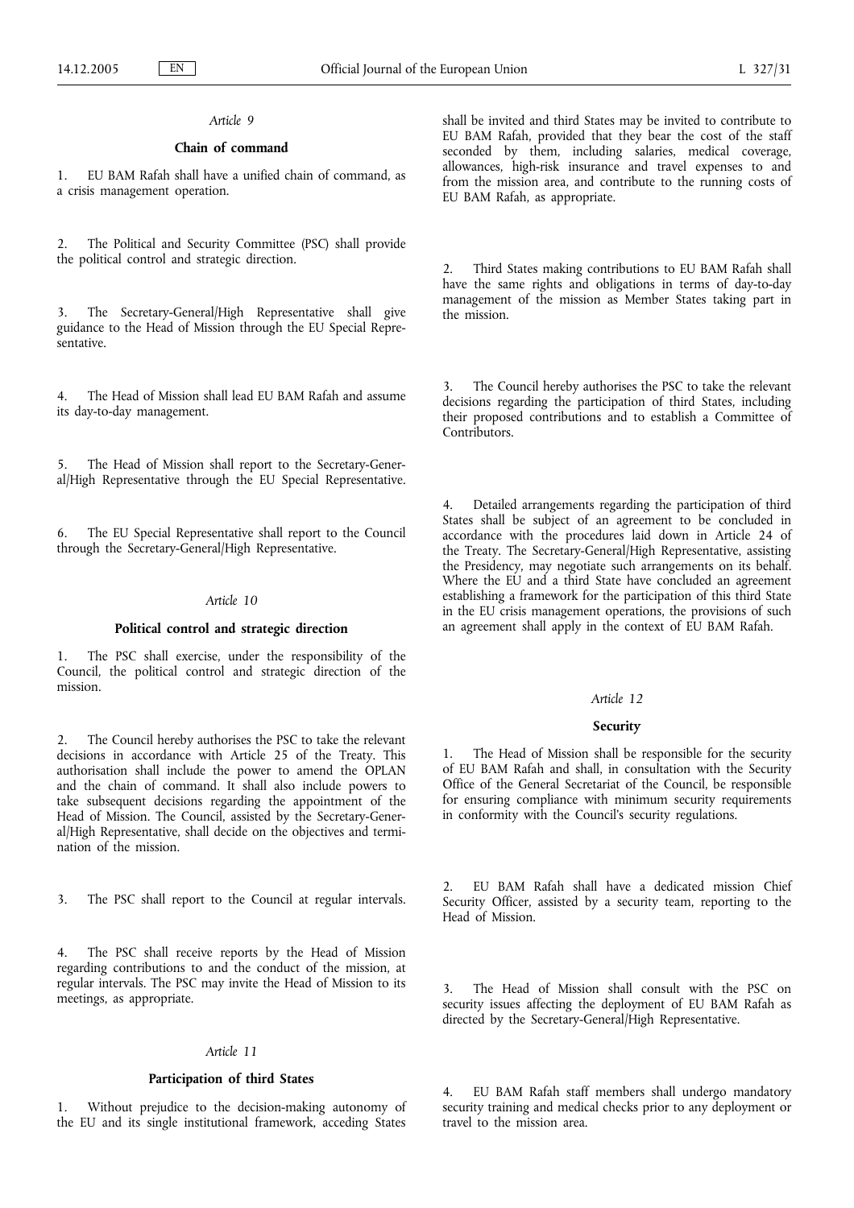*Article 9*

**Chain of command**

1. EU BAM Rafah shall have a unified chain of command, as a crisis management operation.

2. The Political and Security Committee (PSC) shall provide the political control and strategic direction.

3. The Secretary-General/High Representative shall give guidance to the Head of Mission through the EU Special Representative.

4. The Head of Mission shall lead EU BAM Rafah and assume its day-to-day management.

5. The Head of Mission shall report to the Secretary-General/High Representative through the EU Special Representative.

6. The EU Special Representative shall report to the Council through the Secretary-General/High Representative.

*Article 10*

**Political control and strategic direction**

1. The PSC shall exercise, under the responsibility of the Council, the political control and strategic direction of the mission.

2. The Council hereby authorises the PSC to take the relevant decisions in accordance with Article 25 of the Treaty. This authorisation shall include the power to amend the OPLAN and the chain of command. It shall also include powers to take subsequent decisions regarding the appointment of the Head of Mission. The Council, assisted by the Secretary-General/High Representative, shall decide on the objectives and termination of the mission.

3. The PSC shall report to the Council at regular intervals.

4. The PSC shall receive reports by the Head of Mission regarding contributions to and the conduct of the mission, at regular intervals. The PSC may invite the Head of Mission to its meetings, as appropriate.

*Article 11*

**Participation of third States**

1. Without prejudice to the decision-making autonomy of the EU and its single institutional framework, acceding States shall be invited and third States may be invited to contribute to EU BAM Rafah, provided that they bear the cost of the staff seconded by them, including salaries, medical coverage, allowances, high-risk insurance and travel expenses to and from the mission area, and contribute to the running costs of EU BAM Rafah, as appropriate.

2. Third States making contributions to EU BAM Rafah shall have the same rights and obligations in terms of day-to-day management of the mission as Member States taking part in the mission.

3. The Council hereby authorises the PSC to take the relevant decisions regarding the participation of third States, including their proposed contributions and to establish a Committee of Contributors.

4. Detailed arrangements regarding the participation of third States shall be subject of an agreement to be concluded in accordance with the procedures laid down in Article 24 of the Treaty. The Secretary-General/High Representative, assisting the Presidency, may negotiate such arrangements on its behalf. Where the EU and a third State have concluded an agreement establishing a framework for the participation of this third State in the EU crisis management operations, the provisions of such an agreement shall apply in the context of EU BAM Rafah.

*Article 12*

**Security**

1. The Head of Mission shall be responsible for the security of EU BAM Rafah and shall, in consultation with the Security Office of the General Secretariat of the Council, be responsible for ensuring compliance with minimum security requirements in conformity with the Council's security regulations.

2. EU BAM Rafah shall have a dedicated mission Chief Security Officer, assisted by a security team, reporting to the Head of Mission.

3. The Head of Mission shall consult with the PSC on security issues affecting the deployment of EU BAM Rafah as directed by the Secretary-General/High Representative.

4. EU BAM Rafah staff members shall undergo mandatory security training and medical checks prior to any deployment or travel to the mission area.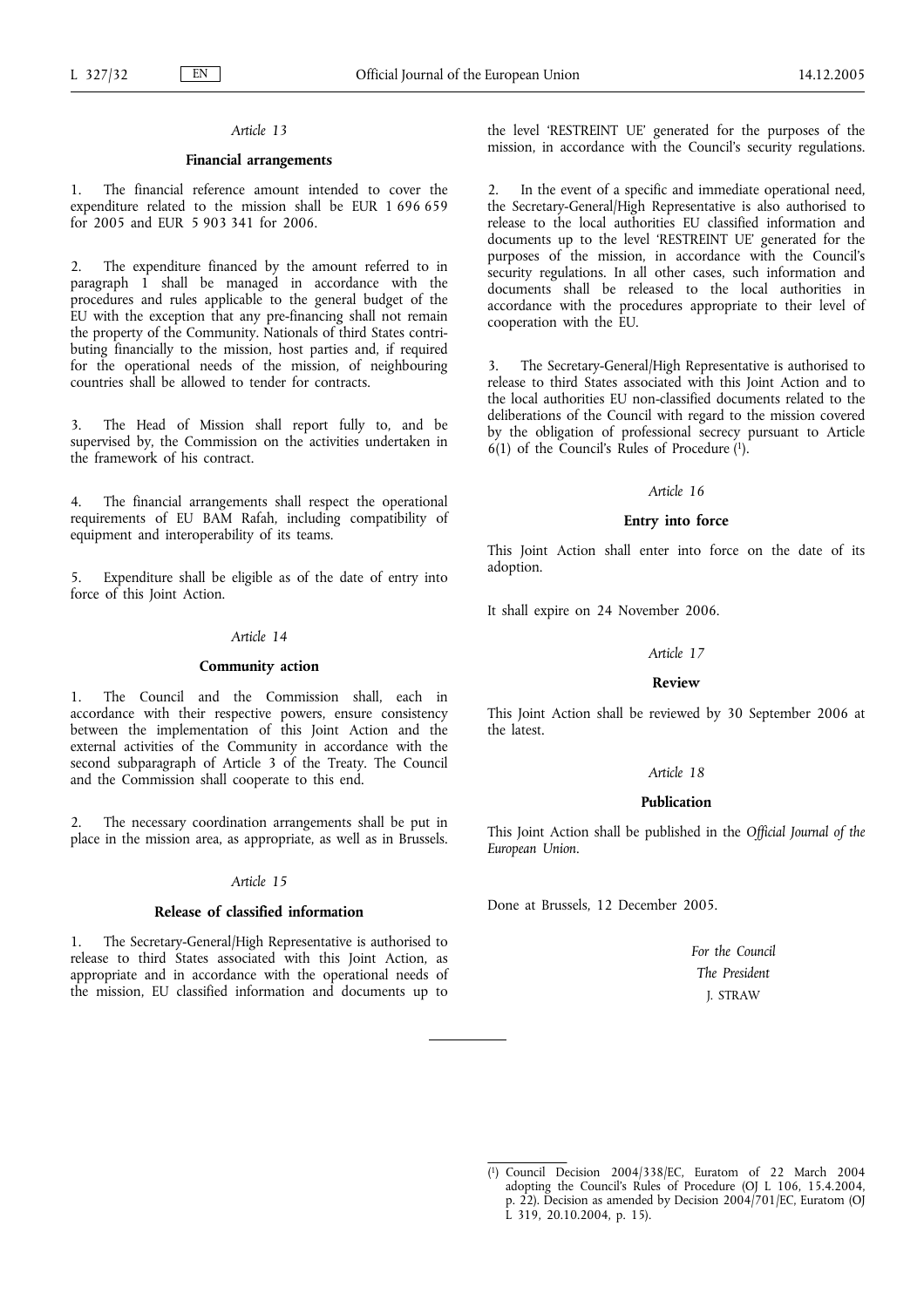*Article 13*

**Financial arrangements**

1. The financial reference amount intended to cover the expenditure related to the mission shall be EUR 1 696 659 for 2005 and EUR 5 903 341 for 2006.

2. The expenditure financed by the amount referred to in paragraph 1 shall be managed in accordance with the procedures and rules applicable to the general budget of the EU with the exception that any pre-financing shall not remain the property of the Community. Nationals of third States contributing financially to the mission, host parties and, if required for the operational needs of the mission, of neighbouring countries shall be allowed to tender for contracts.

3. The Head of Mission shall report fully to, and be supervised by, the Commission on the activities undertaken in the framework of his contract.

4. The financial arrangements shall respect the operational requirements of EU BAM Rafah, including compatibility of equipment and interoperability of its teams.

5. Expenditure shall be eligible as of the date of entry into force of this Joint Action.

*Article 14*

**Community action**

1. The Council and the Commission shall, each in accordance with their respective powers, ensure consistency between the implementation of this Joint Action and the external activities of the Community in accordance with the second subparagraph of Article 3 of the Treaty. The Council and the Commission shall cooperate to this end.

2. The necessary coordination arrangements shall be put in place in the mission area, as appropriate, as well as in Brussels.

*Article 15*

**Release of classified information**

1. The Secretary-General/High Representative is authorised to release to third States associated with this Joint Action, as appropriate and in accordance with the operational needs of the mission, EU classified information and documents up to the level 'RESTREINT UE' generated for the purposes of the mission, in accordance with the Council's security regulations.

2. In the event of a specific and immediate operational need, the Secretary-General/High Representative is also authorised to release to the local authorities EU classified information and documents up to the level 'RESTREINT UE' generated for the purposes of the mission, in accordance with the Council's security regulations. In all other cases, such information and documents shall be released to the local authorities in accordance with the procedures appropriate to their level of cooperation with the EU.

3. The Secretary-General/High Representative is authorised to release to third States associated with this Joint Action and to the local authorities EU non-classified documents related to the deliberations of the Council with regard to the mission covered by the obligation of professional secrecy pursuant to Article 6(1) of the Council's Rules of Procedure ([1]).

*Article 16*

**Entry into force**

This Joint Action shall enter into force on the date of its adoption.

It shall expire on 24 November 2006.

*Article 17*

**Review**

This Joint Action shall be reviewed by 30 September 2006 at the latest.

*Article 18*

**Publication**

This Joint Action shall be published in the *Official Journal of the European Union*.

Done at Brussels, 12 December 2005.

*For the Council*

*The President*

J. STRAW

---

([1]) Council Decision 2004/338/EC, Euratom of 22 March 2004 adopting the Council's Rules of Procedure (OJ L 106, 15.4.2004, p. 22). Decision as amended by Decision 2004/701/EC, Euratom (OJ L 319, 20.10.2004, p. 15).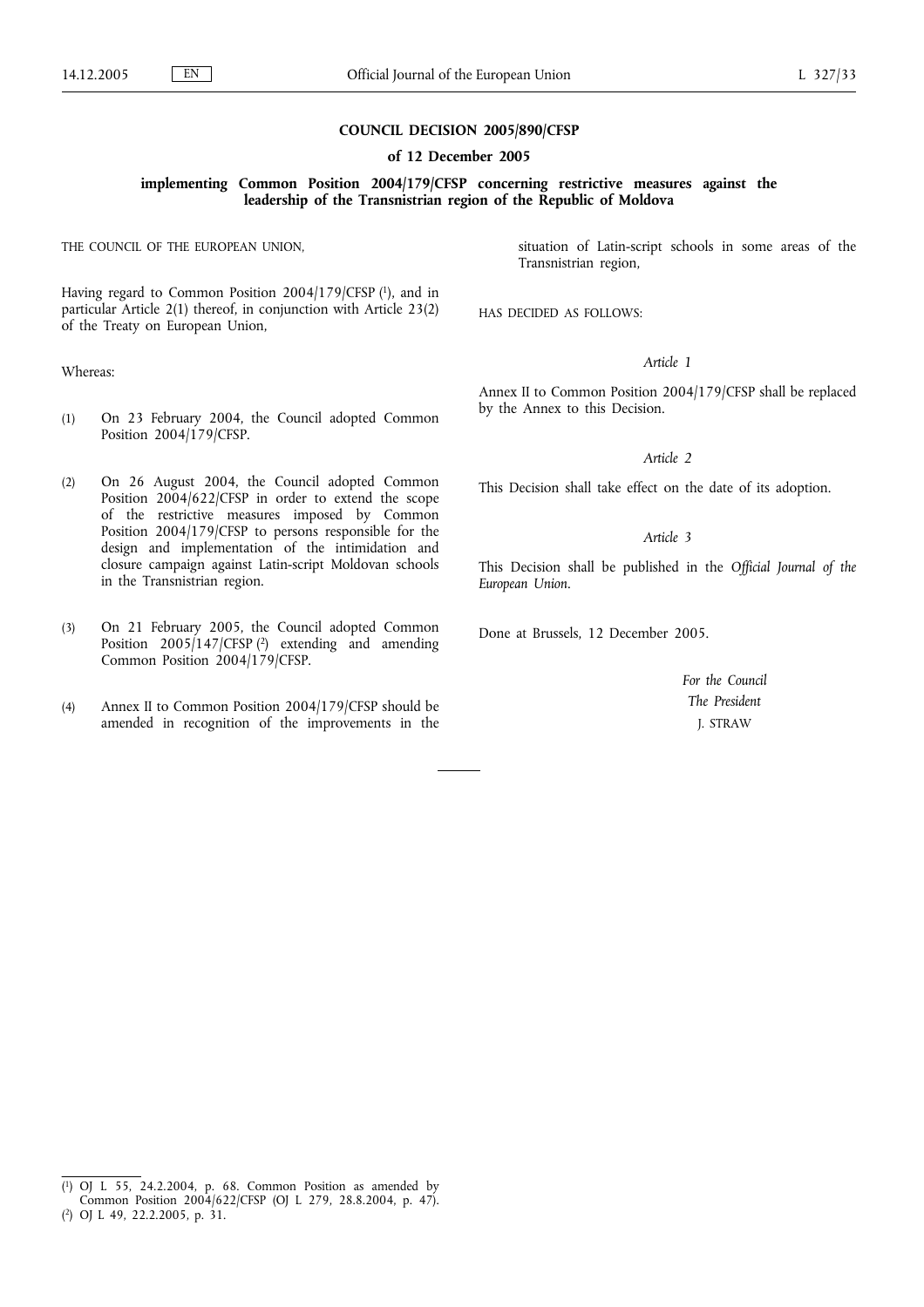# COUNCIL DECISION 2005/890/CFSP

## of 12 December 2005

### implementing Common Position 2004/179/CFSP concerning restrictive measures against the leadership of the Transnistrian region of the Republic of Moldova

THE COUNCIL OF THE EUROPEAN UNION,

Having regard to Common Position 2004/179/CFSP [1], and in particular Article 2(1) thereof, in conjunction with Article 23(2) of the Treaty on European Union,

Whereas:

(1) On 23 February 2004, the Council adopted Common Position 2004/179/CFSP.

(2) On 26 August 2004, the Council adopted Common Position 2004/622/CFSP in order to extend the scope of the restrictive measures imposed by Common Position 2004/179/CFSP to persons responsible for the design and implementation of the intimidation and closure campaign against Latin-script Moldovan schools in the Transnistrian region.

(3) On 21 February 2005, the Council adopted Common Position 2005/147/CFSP [2] extending and amending Common Position 2004/179/CFSP.

(4) Annex II to Common Position 2004/179/CFSP should be amended in recognition of the improvements in the situation of Latin-script schools in some areas of the Transnistrian region,

HAS DECIDED AS FOLLOWS:

*Article 1*

Annex II to Common Position 2004/179/CFSP shall be replaced by the Annex to this Decision.

*Article 2*

This Decision shall take effect on the date of its adoption.

*Article 3*

This Decision shall be published in the *Official Journal of the European Union*.

Done at Brussels, 12 December 2005.

*For the Council*

*The President*

J. STRAW

---

[1] OJ L 55, 24.2.2004, p. 68. Common Position as amended by Common Position 2004/622/CFSP (OJ L 279, 28.8.2004, p. 47).

[2] OJ L 49, 22.2.2005, p. 31.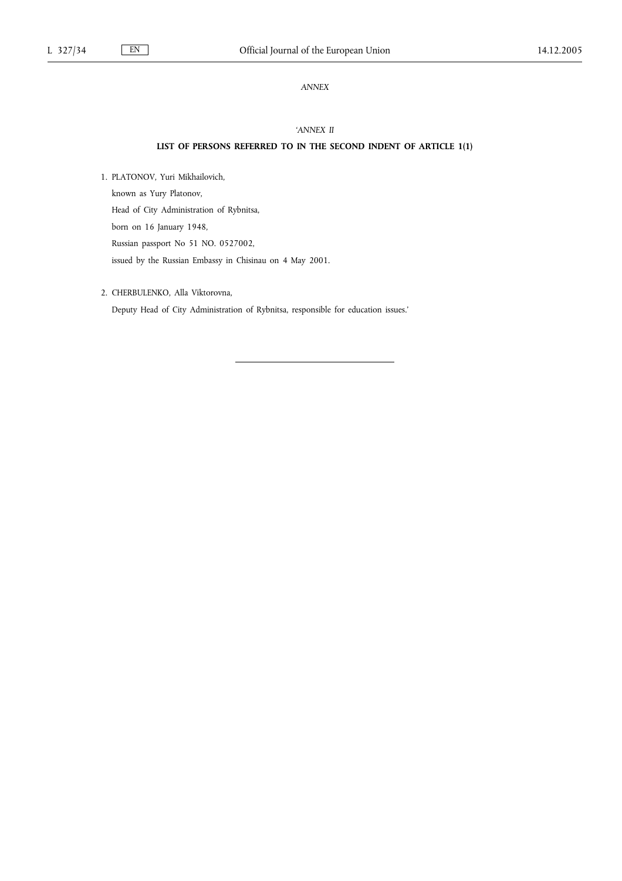*ANNEX*

*'ANNEX II*

**LIST OF PERSONS REFERRED TO IN THE SECOND INDENT OF ARTICLE 1(1)**

1. PLATONOV, Yuri Mikhailovich,

   known as Yury Platonov,

   Head of City Administration of Rybnitsa,

   born on 16 January 1948,

   Russian passport No 51 NO. 0527002,

   issued by the Russian Embassy in Chisinau on 4 May 2001.

2. CHERBULENKO, Alla Viktorovna,

   Deputy Head of City Administration of Rybnitsa, responsible for education issues.'